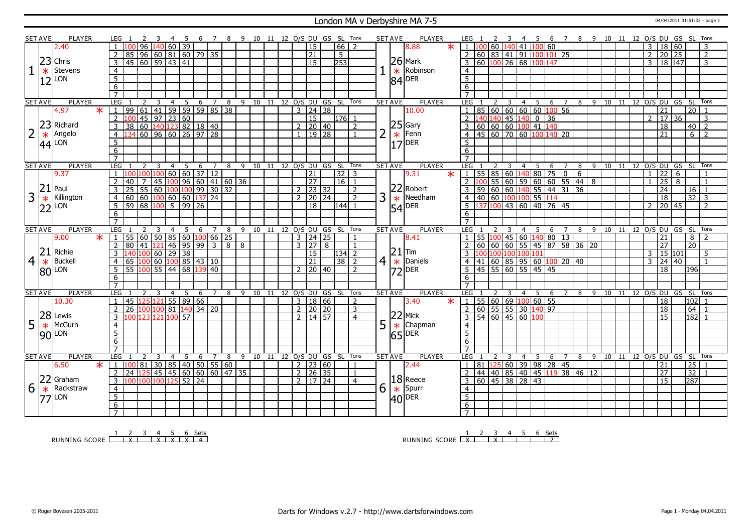# London MA v Derbyshire MA 7-5

04/04/2011 01:51:32 - page 1

## Set 1

| SET AVE | PLAYER | LEG | 1 | 2 | 3 | 4 | 5 | 6 | 7 | 8 | 9 | 10 | 11 | 12 | O/S | DU | GS | SL | Tons |
|---|---|---|---|---|---|---|---|---|---|---|---|---|---|---|---|---|---|---|---|
| 2.40 | Chris Stevens (LON) | 1 | 100 | 96 | 140 | 60 | 39 | | | | | | | | | 15 | | 66 | 2 |
| 23.12 | | 2 | 85 | 96 | 60 | 81 | 60 | 79 | 35 | | | | | | | 21 | | 5 | |
| | | 3 | 45 | 60 | 59 | 43 | 41 | | | | | | | | | 15 | | 253 | |

| SET AVE | PLAYER | LEG | 1 | 2 | 3 | 4 | 5 | 6 | 7 | 8 | 9 | 10 | 11 | 12 | O/S | DU | GS | SL | Tons |
|---|---|---|---|---|---|---|---|---|---|---|---|---|---|---|---|---|---|---|---|
| 8.88 * | Mark Robinson (DER) | 1 | 100 | 60 | 140 | 41 | 100 | 60 | | | | | | | 3 | 18 | 60 | | 3 |
| 26.84 | | 2 | 60 | 83 | 41 | 91 | 100 | 101 | 25 | | | | | | 2 | 20 | 25 | | 2 |
| | | 3 | 60 | 100 | 26 | 68 | 100 | 147 | | | | | | | 3 | 18 | 147 | | 3 |

## Set 2

| SET AVE | PLAYER | LEG | 1 | 2 | 3 | 4 | 5 | 6 | 7 | 8 | 9 | 10 | 11 | 12 | O/S | DU | GS | SL | Tons |
|---|---|---|---|---|---|---|---|---|---|---|---|---|---|---|---|---|---|---|---|
| 4.97 * | Richard Angelo (LON) | 1 | 99 | 61 | 41 | 59 | 59 | 59 | 85 | 38 | | | | | 3 | 24 | 38 | | |
| 23.44 | | 2 | 100 | 45 | 97 | 23 | 60 | | | | | | | | | 15 | | 176 | 1 |
| | | 3 | 38 | 60 | 140 | 123 | 82 | 18 | 40 | | | | | | 2 | 20 | 40 | | 2 |
| | | 4 | 134 | 60 | 96 | 60 | 26 | 97 | 28 | | | | | | 1 | 19 | 28 | | 1 |

| SET AVE | PLAYER | LEG | 1 | 2 | 3 | 4 | 5 | 6 | 7 | 8 | 9 | 10 | 11 | 12 | O/S | DU | GS | SL | Tons |
|---|---|---|---|---|---|---|---|---|---|---|---|---|---|---|---|---|---|---|---|
| 10.00 | Gary Fenn (DER) | 1 | 85 | 60 | 60 | 60 | 60 | 100 | 56 | | | | | | | 21 | | 20 | 1 |
| 25.17 | | 2 | 140 | 140 | 45 | 140 | 0 | 36 | | | | | | | 2 | 17 | 36 | | 3 |
| | | 3 | 60 | 60 | 60 | 100 | 41 | 140 | | | | | | | | 18 | | 40 | 2 |
| | | 4 | 45 | 60 | 70 | 60 | 100 | 140 | 20 | | | | | | | 21 | | 6 | 2 |

## Set 3

| SET AVE | PLAYER | LEG | 1 | 2 | 3 | 4 | 5 | 6 | 7 | 8 | 9 | 10 | 11 | 12 | O/S | DU | GS | SL | Tons |
|---|---|---|---|---|---|---|---|---|---|---|---|---|---|---|---|---|---|---|---|
| 9.37 | Paul Killington (LON) | 1 | 100 | 100 | 100 | 60 | 60 | 37 | 12 | | | | | | | 21 | | 32 | 3 |
| 21.22 | | 2 | 40 | 7 | 45 | 100 | 96 | 60 | 41 | 60 | 36 | | | | | 27 | | 16 | 1 |
| | | 3 | 25 | 55 | 60 | 100 | 100 | 99 | 30 | 32 | | | | | 2 | 23 | 32 | | 2 |
| | | 4 | 60 | 60 | 100 | 60 | 60 | 137 | 24 | | | | | | 2 | 20 | 24 | | 2 |
| | | 5 | 59 | 68 | 100 | 5 | 99 | 26 | | | | | | | | 18 | | 144 | 1 |

| SET AVE | PLAYER | LEG | 1 | 2 | 3 | 4 | 5 | 6 | 7 | 8 | 9 | 10 | 11 | 12 | O/S | DU | GS | SL | Tons |
|---|---|---|---|---|---|---|---|---|---|---|---|---|---|---|---|---|---|---|---|
| 9.31 * | Robert Needham (DER) | 1 | 55 | 85 | 60 | 140 | 80 | 75 | 0 | 6 | | | | | 1 | 22 | 6 | | 1 |
| 22.54 | | 2 | 100 | 55 | 60 | 59 | 60 | 60 | 55 | 44 | 8 | | | | 1 | 25 | 8 | | 1 |
| | | 3 | 59 | 60 | 60 | 140 | 55 | 44 | 31 | 36 | | | | | | 24 | | 16 | 1 |
| | | 4 | 40 | 60 | 100 | 100 | 55 | 114 | | | | | | | | 18 | | 32 | 3 |
| | | 5 | 137 | 100 | 43 | 60 | 40 | 76 | 45 | | | | | | 2 | 20 | 45 | | 2 |

## Set 4

| SET AVE | PLAYER | LEG | 1 | 2 | 3 | 4 | 5 | 6 | 7 | 8 | 9 | 10 | 11 | 12 | O/S | DU | GS | SL | Tons |
|---|---|---|---|---|---|---|---|---|---|---|---|---|---|---|---|---|---|---|---|
| 9.00 * | Richie Buckell (LON) | 1 | 55 | 60 | 50 | 85 | 60 | 100 | 66 | 25 | | | | | 3 | 24 | 25 | | 1 |
| 21.80 | | 2 | 80 | 41 | 121 | 46 | 95 | 99 | 3 | 8 | 8 | | | | 3 | 27 | 8 | | 1 |
| | | 3 | 140 | 100 | 60 | 29 | 38 | | | | | | | | | 15 | | 134 | 2 |
| | | 4 | 65 | 100 | 60 | 100 | 85 | 43 | 10 | | | | | | | 21 | | 38 | 2 |
| | | 5 | 55 | 100 | 55 | 44 | 68 | 139 | 40 | | | | | | 2 | 20 | 40 | | 2 |

| SET AVE | PLAYER | LEG | 1 | 2 | 3 | 4 | 5 | 6 | 7 | 8 | 9 | 10 | 11 | 12 | O/S | DU | GS | SL | Tons |
|---|---|---|---|---|---|---|---|---|---|---|---|---|---|---|---|---|---|---|---|
| 8.41 | Tim Daniels (DER) | 1 | 55 | 100 | 45 | 60 | 140 | 80 | 13 | | | | | | | 21 | | 8 | 2 |
| 21.72 | | 2 | 60 | 60 | 60 | 55 | 45 | 87 | 58 | 36 | 20 | | | | | 27 | | 20 | |
| | | 3 | 100 | 100 | 100 | 100 | 101 | | | | | | | | 3 | 15 | 101 | | 5 |
| | | 4 | 41 | 60 | 85 | 95 | 60 | 100 | 20 | 40 | | | | | 3 | 24 | 40 | | 1 |
| | | 5 | 45 | 55 | 60 | 55 | 45 | 45 | | | | | | | | 18 | | 196 | |

## Set 5

| SET AVE | PLAYER | LEG | 1 | 2 | 3 | 4 | 5 | 6 | 7 | 8 | 9 | 10 | 11 | 12 | O/S | DU | GS | SL | Tons |
|---|---|---|---|---|---|---|---|---|---|---|---|---|---|---|---|---|---|---|---|
| 10.30 | Lewis McGurn (LON) | 1 | 45 | 125 | 121 | 55 | 89 | 66 | | | | | | | 3 | 18 | 66 | | 2 |
| 28.90 | | 2 | 26 | 100 | 100 | 81 | 140 | 34 | 20 | | | | | | 2 | 20 | 20 | | 3 |
| | | 3 | 100 | 123 | 121 | 100 | 57 | | | | | | | | 2 | 14 | 57 | | 4 |

| SET AVE | PLAYER | LEG | 1 | 2 | 3 | 4 | 5 | 6 | 7 | 8 | 9 | 10 | 11 | 12 | O/S | DU | GS | SL | Tons |
|---|---|---|---|---|---|---|---|---|---|---|---|---|---|---|---|---|---|---|---|
| 3.40 * | Mick Chapman (DER) | 1 | 55 | 60 | 69 | 100 | 60 | 55 | | | | | | | | 18 | | 102 | 1 |
| 22.65 | | 2 | 60 | 55 | 55 | 30 | 140 | 97 | | | | | | | | 18 | | 64 | 1 |
| | | 3 | 54 | 60 | 45 | 60 | 100 | | | | | | | | | 15 | | 182 | 1 |

## Set 6

| SET AVE | PLAYER | LEG | 1 | 2 | 3 | 4 | 5 | 6 | 7 | 8 | 9 | 10 | 11 | 12 | O/S | DU | GS | SL | Tons |
|---|---|---|---|---|---|---|---|---|---|---|---|---|---|---|---|---|---|---|---|
| 6.50 * | Graham Rackstraw (LON) | 1 | 100 | 81 | 30 | 85 | 40 | 50 | 55 | 60 | | | | | 2 | 23 | 60 | | 1 |
| 22.77 | | 2 | 24 | 125 | 45 | 45 | 60 | 60 | 60 | 47 | 35 | | | | 2 | 26 | 35 | | 1 |
| | | 3 | 100 | 100 | 100 | 125 | 52 | 24 | | | | | | | 2 | 17 | 24 | | 4 |

| SET AVE | PLAYER | LEG | 1 | 2 | 3 | 4 | 5 | 6 | 7 | 8 | 9 | 10 | 11 | 12 | O/S | DU | GS | SL | Tons |
|---|---|---|---|---|---|---|---|---|---|---|---|---|---|---|---|---|---|---|---|
| 2.44 | Reece Spurr (DER) | 1 | 81 | 125 | 60 | 39 | 98 | 28 | 45 | | | | | | | 21 | | 25 | 1 |
| 18.40 | | 2 | 44 | 40 | 85 | 40 | 45 | 119 | 38 | 46 | 12 | | | | | 27 | | 32 | 1 |
| | | 3 | 60 | 45 | 38 | 28 | 43 | | | | | | | | | 15 | | 287 | |

## Running Score

| | 1 | 2 | 3 | 4 | 5 | 6 | Sets |
|---|---|---|---|---|---|---|---|
| London MA | | X | | X | X | X | 4 |
| Derbyshire MA | X | | X | | | | 2 |

© Roger Boyesen 2005-2011

Darts for Windows v.2.7 - http://www.dartsforwindows.com

Page 1 - Monday 04.04.2011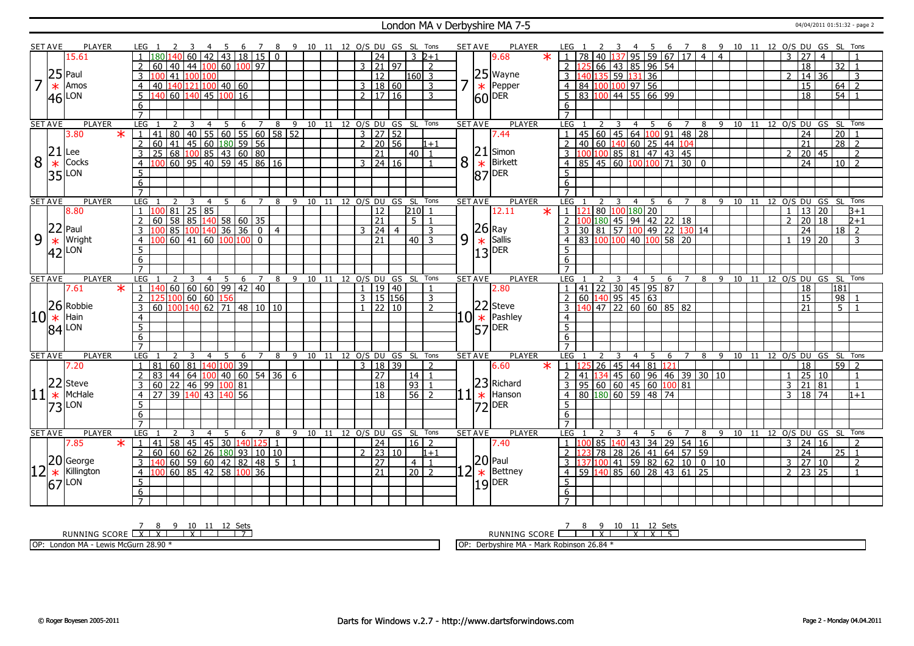# London MA v Derbyshire MA 7-5

04/04/2011 01:51:32 - page 2

## Set 7

| SET AVE | PLAYER | LEG | 1 | 2 | 3 | 4 | 5 | 6 | 7 | 8 | 9 | 10 | 11 | 12 | O/S | DU | GS | SL | Tons |
|---|---|---|---|---|---|---|---|---|---|---|---|---|---|---|---|---|---|---|---|
| 7 | 25.46 Paul Amos LON | 1 | 180 | 140 | 60 | 42 | 43 | 18 | 15 | 0 | | | | | | 24 | | 3 | 2+1 |
| | 15.61 | 2 | 60 | 40 | 44 | 100 | 60 | 100 | 97 | | | | | | 3 | 21 | 97 | | 2 |
| | | 3 | 100 | 41 | 100 | 100 | | | | | | | | | | 12 | | 160 | 3 |
| | | 4 | 40 | 140 | 121 | 100 | 40 | 60 | | | | | | | 3 | 18 | 60 | | 3 |
| | | 5 | 140 | 60 | 140 | 45 | 100 | 16 | | | | | | | 2 | 17 | 16 | | 3 |

| SET AVE | PLAYER | LEG | 1 | 2 | 3 | 4 | 5 | 6 | 7 | 8 | 9 | 10 | 11 | 12 | O/S | DU | GS | SL | Tons |
|---|---|---|---|---|---|---|---|---|---|---|---|---|---|---|---|---|---|---|---|
| 7 | 25.60 Wayne Pepper DER * | 1 | 78 | 40 | 137 | 95 | 59 | 67 | 17 | 4 | 4 | | | | 3 | 27 | 4 | | 1 |
| | 9.68 | 2 | 125 | 66 | 43 | 85 | 96 | 54 | | | | | | | | 18 | | 32 | 1 |
| | | 3 | 140 | 135 | 59 | 131 | 36 | | | | | | | | 2 | 14 | 36 | | 3 |
| | | 4 | 84 | 100 | 100 | 97 | 56 | | | | | | | | | 15 | | 64 | 2 |
| | | 5 | 83 | 100 | 44 | 55 | 66 | 99 | | | | | | | | 18 | | 54 | 1 |

## Set 8

| SET AVE | PLAYER | LEG | 1 | 2 | 3 | 4 | 5 | 6 | 7 | 8 | 9 | 10 | 11 | 12 | O/S | DU | GS | SL | Tons |
|---|---|---|---|---|---|---|---|---|---|---|---|---|---|---|---|---|---|---|---|
| 8 | 21.35 Lee Cocks LON * | 1 | 41 | 80 | 40 | 55 | 60 | 55 | 60 | 58 | 52 | | | | 3 | 27 | 52 | | |
| | 3.80 | 2 | 60 | 41 | 45 | 60 | 180 | 59 | 56 | | | | | | 2 | 20 | 56 | | 1+1 |
| | | 3 | 25 | 68 | 100 | 85 | 43 | 60 | 80 | | | | | | | 21 | | 40 | 1 |
| | | 4 | 100 | 60 | 95 | 40 | 59 | 45 | 86 | 16 | | | | | 3 | 24 | 16 | | 1 |

| SET AVE | PLAYER | LEG | 1 | 2 | 3 | 4 | 5 | 6 | 7 | 8 | 9 | 10 | 11 | 12 | O/S | DU | GS | SL | Tons |
|---|---|---|---|---|---|---|---|---|---|---|---|---|---|---|---|---|---|---|---|
| 8 | 21.87 Simon Birkett DER | 1 | 45 | 60 | 45 | 64 | 100 | 91 | 48 | 28 | | | | | | 24 | | 20 | 1 |
| | 7.44 | 2 | 40 | 60 | 140 | 60 | 25 | 44 | 104 | | | | | | | 21 | | 28 | 2 |
| | | 3 | 100 | 100 | 85 | 81 | 47 | 43 | 45 | | | | | | 2 | 20 | 45 | | 2 |
| | | 4 | 85 | 45 | 60 | 100 | 100 | 71 | 30 | 0 | | | | | | 24 | | 10 | 2 |

## Set 9

| SET AVE | PLAYER | LEG | 1 | 2 | 3 | 4 | 5 | 6 | 7 | 8 | 9 | 10 | 11 | 12 | O/S | DU | GS | SL | Tons |
|---|---|---|---|---|---|---|---|---|---|---|---|---|---|---|---|---|---|---|---|
| 9 | 22.42 Paul Wright LON | 1 | 100 | 81 | 25 | 85 | | | | | | | | | | 12 | | 210 | 1 |
| | 8.80 | 2 | 60 | 58 | 85 | 140 | 58 | 60 | 35 | | | | | | | 21 | | 5 | 1 |
| | | 3 | 100 | 85 | 100 | 140 | 36 | 36 | 0 | 4 | | | | | 3 | 24 | 4 | | 3 |
| | | 4 | 100 | 60 | 41 | 60 | 100 | 100 | 0 | | | | | | | 21 | | 40 | 3 |

| SET AVE | PLAYER | LEG | 1 | 2 | 3 | 4 | 5 | 6 | 7 | 8 | 9 | 10 | 11 | 12 | O/S | DU | GS | SL | Tons |
|---|---|---|---|---|---|---|---|---|---|---|---|---|---|---|---|---|---|---|---|
| 9 | 26.13 Ray Sallis DER * | 1 | 121 | 80 | 100 | 180 | 20 | | | | | | | | 1 | 13 | 20 | | 3+1 |
| | 12.11 | 2 | 100 | 180 | 45 | 94 | 42 | 22 | 18 | | | | | | 2 | 20 | 18 | | 2+1 |
| | | 3 | 30 | 81 | 57 | 100 | 49 | 22 | 130 | 14 | | | | | | 24 | | 18 | 2 |
| | | 4 | 83 | 100 | 100 | 40 | 100 | 58 | 20 | | | | | | 1 | 19 | 20 | | 3 |

## Set 10

| SET AVE | PLAYER | LEG | 1 | 2 | 3 | 4 | 5 | 6 | 7 | 8 | 9 | 10 | 11 | 12 | O/S | DU | GS | SL | Tons |
|---|---|---|---|---|---|---|---|---|---|---|---|---|---|---|---|---|---|---|---|
| 10 | 26.84 Robbie Hain LON * | 1 | 140 | 60 | 60 | 60 | 99 | 42 | 40 | | | | | | 1 | 19 | 40 | | 1 |
| | 7.61 | 2 | 125 | 100 | 60 | 60 | 156 | | | | | | | | 3 | 15 | 156 | | 3 |
| | | 3 | 60 | 100 | 140 | 62 | 71 | 48 | 10 | 10 | | | | | 1 | 22 | 10 | | 2 |

| SET AVE | PLAYER | LEG | 1 | 2 | 3 | 4 | 5 | 6 | 7 | 8 | 9 | 10 | 11 | 12 | O/S | DU | GS | SL | Tons |
|---|---|---|---|---|---|---|---|---|---|---|---|---|---|---|---|---|---|---|---|
| 10 | 22.57 Steve Pashley DER | 1 | 41 | 22 | 30 | 45 | 95 | 87 | | | | | | | | 18 | | 181 | |
| | 2.80 | 2 | 60 | 140 | 95 | 45 | 63 | | | | | | | | | 15 | | 98 | 1 |
| | | 3 | 140 | 47 | 22 | 60 | 60 | 85 | 82 | | | | | | | 21 | | 5 | 1 |

## Set 11

| SET AVE | PLAYER | LEG | 1 | 2 | 3 | 4 | 5 | 6 | 7 | 8 | 9 | 10 | 11 | 12 | O/S | DU | GS | SL | Tons |
|---|---|---|---|---|---|---|---|---|---|---|---|---|---|---|---|---|---|---|---|
| 11 | 22.73 Steve McHale LON | 1 | 81 | 60 | 81 | 140 | 100 | 39 | | | | | | | 3 | 18 | 39 | | 2 |
| | 7.20 | 2 | 83 | 44 | 64 | 100 | 40 | 60 | 54 | 36 | 6 | | | | | 27 | | 14 | 1 |
| | | 3 | 60 | 22 | 46 | 99 | 100 | 81 | | | | | | | | 18 | | 93 | 1 |
| | | 4 | 27 | 39 | 140 | 43 | 140 | 56 | | | | | | | | 18 | | 56 | 2 |

| SET AVE | PLAYER | LEG | 1 | 2 | 3 | 4 | 5 | 6 | 7 | 8 | 9 | 10 | 11 | 12 | O/S | DU | GS | SL | Tons |
|---|---|---|---|---|---|---|---|---|---|---|---|---|---|---|---|---|---|---|---|
| 11 | 23.72 Richard Hanson DER * | 1 | 125 | 26 | 45 | 44 | 81 | 121 | | | | | | | | 18 | | 59 | 2 |
| | 6.60 | 2 | 41 | 134 | 45 | 60 | 96 | 46 | 39 | 30 | 10 | | | | 1 | 25 | 10 | | 1 |
| | | 3 | 95 | 60 | 60 | 45 | 60 | 100 | 81 | | | | | | 3 | 21 | 81 | | 1 |
| | | 4 | 80 | 180 | 60 | 59 | 48 | 74 | | | | | | | 3 | 18 | 74 | | 1+1 |

## Set 12

| SET AVE | PLAYER | LEG | 1 | 2 | 3 | 4 | 5 | 6 | 7 | 8 | 9 | 10 | 11 | 12 | O/S | DU | GS | SL | Tons |
|---|---|---|---|---|---|---|---|---|---|---|---|---|---|---|---|---|---|---|---|
| 12 | 20.67 George Killington LON * | 1 | 41 | 58 | 45 | 45 | 30 | 140 | 125 | 1 | | | | | | 24 | | 16 | 2 |
| | 7.85 | 2 | 60 | 60 | 62 | 26 | 180 | 93 | 10 | 10 | | | | | 2 | 23 | 10 | | 1+1 |
| | | 3 | 140 | 60 | 59 | 60 | 42 | 82 | 48 | 5 | 1 | | | | | 27 | | 4 | 1 |
| | | 4 | 100 | 60 | 85 | 42 | 58 | 100 | 36 | | | | | | | 21 | | 20 | 2 |

| SET AVE | PLAYER | LEG | 1 | 2 | 3 | 4 | 5 | 6 | 7 | 8 | 9 | 10 | 11 | 12 | O/S | DU | GS | SL | Tons |
|---|---|---|---|---|---|---|---|---|---|---|---|---|---|---|---|---|---|---|---|
| 12 | 20.19 Paul Bettney DER | 1 | 100 | 85 | 140 | 43 | 34 | 29 | 54 | 16 | | | | | 3 | 24 | 16 | | 2 |
| | 7.40 | 2 | 123 | 78 | 28 | 26 | 41 | 64 | 57 | 59 | | | | | | 24 | | 25 | 1 |
| | | 3 | 137 | 100 | 41 | 59 | 82 | 62 | 10 | 0 | 10 | | | | 3 | 27 | 10 | | 2 |
| | | 4 | 59 | 140 | 85 | 60 | 28 | 43 | 61 | 25 | | | | | 2 | 23 | 25 | | 1 |

## Running Score

| | 7 | 8 | 9 | 10 | 11 | 12 | Sets |
|---|---|---|---|---|---|---|---|
| RUNNING SCORE (London MA) | X | X | | X | | | 7 |
| RUNNING SCORE (Derbyshire MA) | | | X | | X | X | 5 |

OP: London MA - Lewis McGurn 28.90 *

OP: Derbyshire MA - Mark Robinson 26.84 *

© Roger Boyesen 2005-2011

Darts for Windows v.2.7 - http://www.dartsforwindows.com

Page 2 - Monday 04.04.2011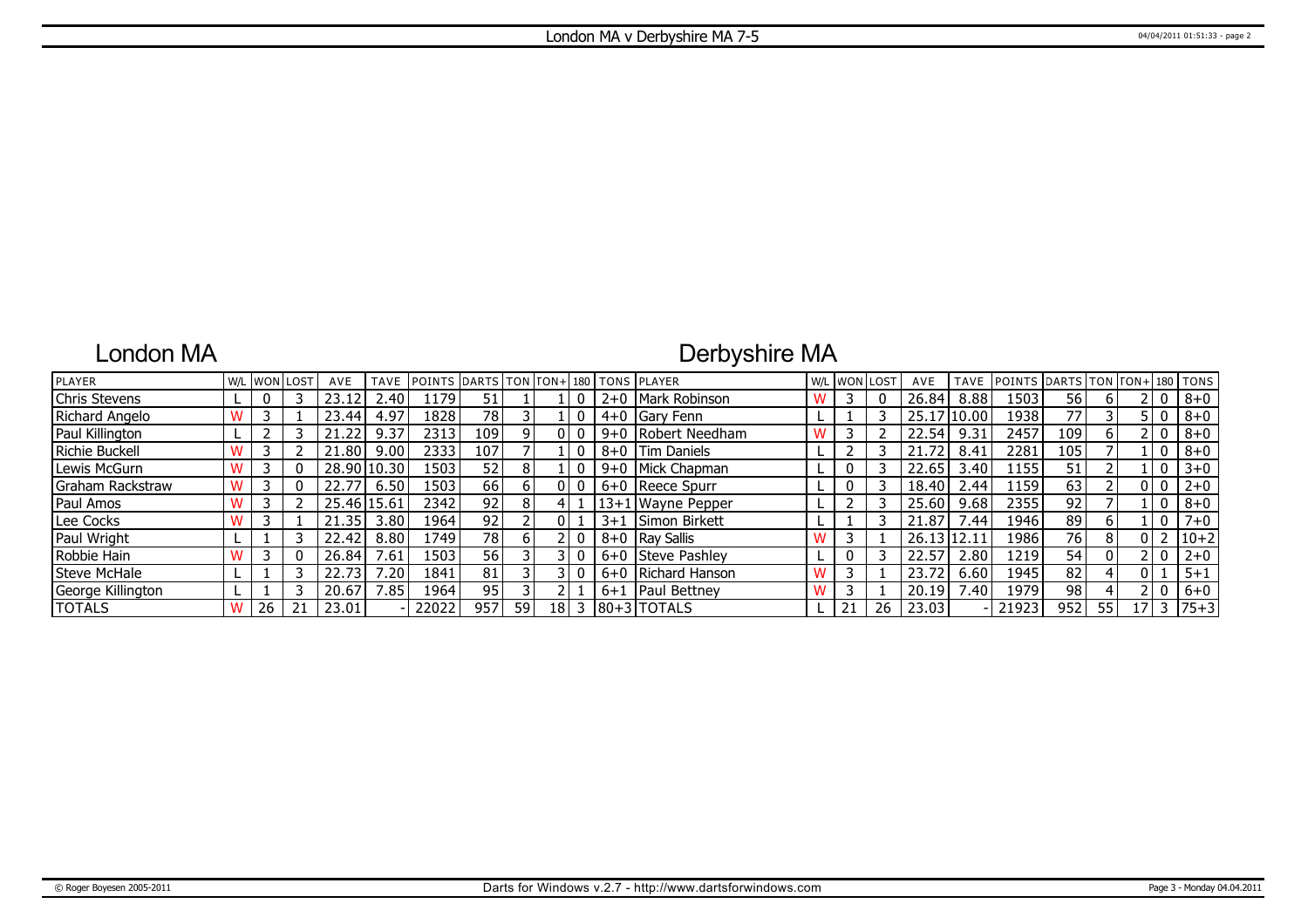# London MA v Derbyshire MA 7-5

## London MA

## Derbyshire MA

| PLAYER | W/L | WON | LOST | AVE | TAVE | POINTS | DARTS | TON | TON+ | 180 | TONS | PLAYER | W/L | WON | LOST | AVE | TAVE | POINTS | DARTS | TON | TON+ | 180 | TONS |
|---|---|---|---|---|---|---|---|---|---|---|---|---|---|---|---|---|---|---|---|---|---|---|---|
| Chris Stevens | L | 0 | 3 | 23.12 | 2.40 | 1179 | 51 | 1 | 1 | 0 | 2+0 | Mark Robinson | W | 3 | 0 | 26.84 | 8.88 | 1503 | 56 | 6 | 2 | 0 | 8+0 |
| Richard Angelo | W | 3 | 1 | 23.44 | 4.97 | 1828 | 78 | 3 | 1 | 0 | 4+0 | Gary Fenn | L | 1 | 3 | 25.17 | 10.00 | 1938 | 77 | 3 | 5 | 0 | 8+0 |
| Paul Killington | L | 2 | 3 | 21.22 | 9.37 | 2313 | 109 | 9 | 0 | 0 | 9+0 | Robert Needham | W | 3 | 2 | 22.54 | 9.31 | 2457 | 109 | 6 | 2 | 0 | 8+0 |
| Richie Buckell | W | 3 | 2 | 21.80 | 9.00 | 2333 | 107 | 7 | 1 | 0 | 8+0 | Tim Daniels | L | 2 | 3 | 21.72 | 8.41 | 2281 | 105 | 7 | 1 | 0 | 8+0 |
| Lewis McGurn | W | 3 | 0 | 28.90 | 10.30 | 1503 | 52 | 8 | 1 | 0 | 9+0 | Mick Chapman | L | 0 | 3 | 22.65 | 3.40 | 1155 | 51 | 2 | 1 | 0 | 3+0 |
| Graham Rackstraw | W | 3 | 0 | 22.77 | 6.50 | 1503 | 66 | 6 | 0 | 0 | 6+0 | Reece Spurr | L | 0 | 3 | 18.40 | 2.44 | 1159 | 63 | 2 | 0 | 0 | 2+0 |
| Paul Amos | W | 3 | 2 | 25.46 | 15.61 | 2342 | 92 | 8 | 4 | 1 | 13+1 | Wayne Pepper | L | 2 | 3 | 25.60 | 9.68 | 2355 | 92 | 7 | 1 | 0 | 8+0 |
| Lee Cocks | W | 3 | 1 | 21.35 | 3.80 | 1964 | 92 | 2 | 0 | 1 | 3+1 | Simon Birkett | L | 1 | 3 | 21.87 | 7.44 | 1946 | 89 | 6 | 1 | 0 | 7+0 |
| Paul Wright | L | 1 | 3 | 22.42 | 8.80 | 1749 | 78 | 6 | 2 | 0 | 8+0 | Ray Sallis | W | 3 | 1 | 26.13 | 12.11 | 1986 | 76 | 8 | 0 | 2 | 10+2 |
| Robbie Hain | W | 3 | 0 | 26.84 | 7.61 | 1503 | 56 | 3 | 3 | 0 | 6+0 | Steve Pashley | L | 0 | 3 | 22.57 | 2.80 | 1219 | 54 | 0 | 2 | 0 | 2+0 |
| Steve McHale | L | 1 | 3 | 22.73 | 7.20 | 1841 | 81 | 3 | 3 | 0 | 6+0 | Richard Hanson | W | 3 | 1 | 23.72 | 6.60 | 1945 | 82 | 4 | 0 | 1 | 5+1 |
| George Killington | L | 1 | 3 | 20.67 | 7.85 | 1964 | 95 | 3 | 2 | 1 | 6+1 | Paul Bettney | W | 3 | 1 | 20.19 | 7.40 | 1979 | 98 | 4 | 2 | 0 | 6+0 |
| TOTALS | W | 26 | 21 | 23.01 | - | 22022 | 957 | 59 | 18 | 3 | 80+3 | TOTALS | L | 21 | 26 | 23.03 | - | 21923 | 952 | 55 | 17 | 3 | 75+3 |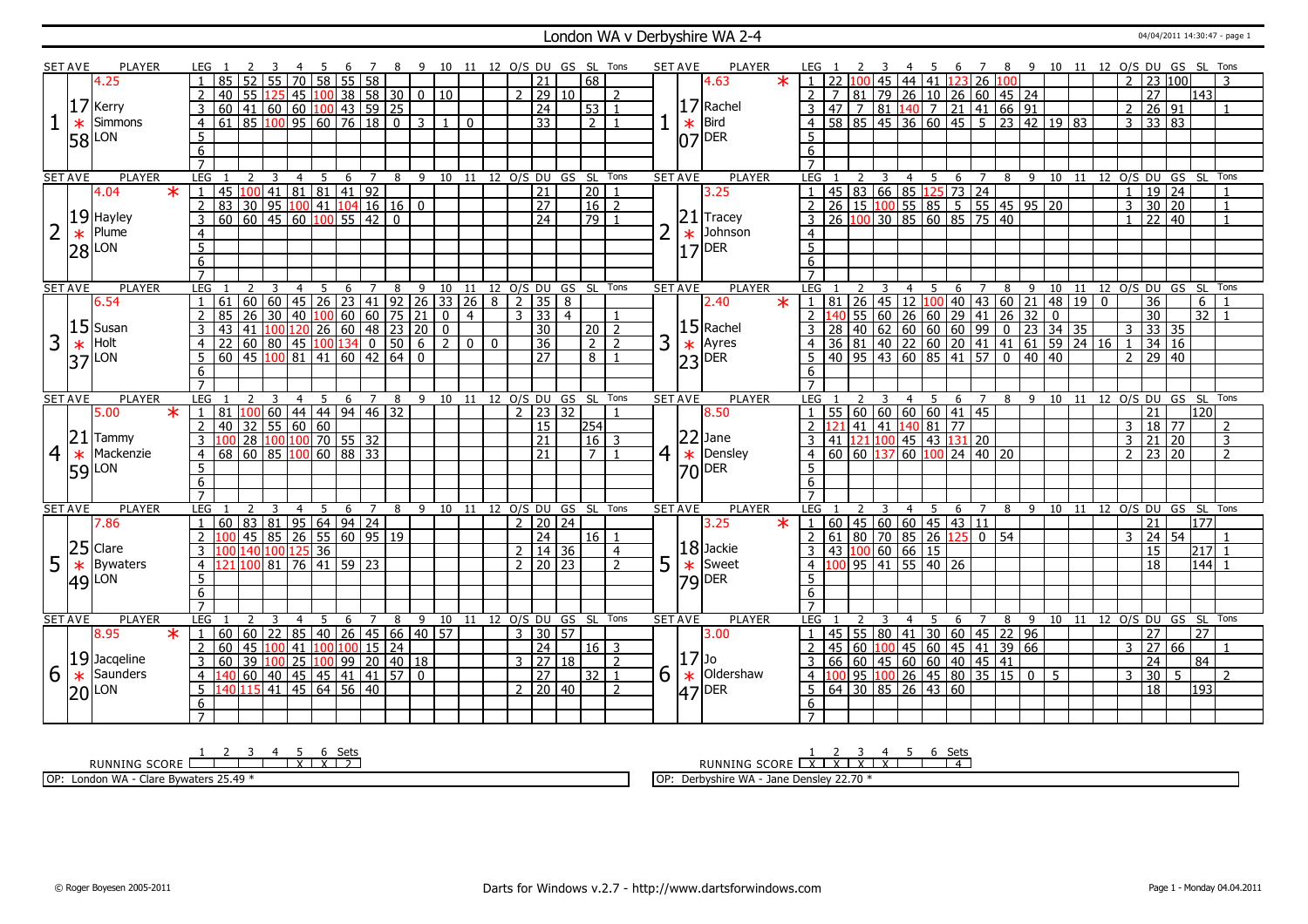# London WA v Derbyshire WA 2-4

04/04/2011 14:30:47 - page 1

| SET | AVE | PLAYER | LEG | 1 | 2 | 3 | 4 | 5 | 6 | 7 | 8 | 9 | 10 | 11 | 12 | O/S | DU | GS | SL | Tons |
|---|---|---|---|---|---|---|---|---|---|---|---|---|---|---|---|---|---|---|---|---|
| 1 | 4.25 | Kerry Simmons LON | 1 | 85 | 52 | 55 | 70 | 58 | 55 | 58 | | | | | | | 21 | | 68 | |
| | 17.58 | | 2 | 40 | 55 | 125 | 45 | 100 | 38 | 58 | 30 | 0 | 10 | | | 2 | 29 | 10 | | 2 |
| | | | 3 | 60 | 41 | 60 | 60 | 100 | 43 | 59 | 25 | | | | | | 24 | | 53 | 1 |
| | | | 4 | 61 | 85 | 100 | 95 | 60 | 76 | 18 | 0 | 3 | 1 | 0 | | | 33 | | 2 | 1 |

| SET | AVE | PLAYER | LEG | 1 | 2 | 3 | 4 | 5 | 6 | 7 | 8 | 9 | 10 | 11 | 12 | O/S | DU | GS | SL | Tons |
|---|---|---|---|---|---|---|---|---|---|---|---|---|---|---|---|---|---|---|---|---|
| 1 | 4.63 * | Rachel Bird DER | 1 | 22 | 100 | 45 | 44 | 41 | 123 | 26 | 100 | | | | | 2 | 23 | 100 | | 3 |
| | 17.07 | | 2 | 7 | 81 | 79 | 26 | 10 | 26 | 60 | 45 | 24 | | | | | 27 | | 143 | |
| | | | 3 | 47 | 7 | 81 | 140 | 7 | 21 | 41 | 66 | 91 | | | | 2 | 26 | 91 | | 1 |
| | | | 4 | 58 | 85 | 45 | 36 | 60 | 45 | 5 | 23 | 42 | 19 | 83 | | 3 | 33 | 83 | | |

| SET | AVE | PLAYER | LEG | 1 | 2 | 3 | 4 | 5 | 6 | 7 | 8 | 9 | 10 | 11 | 12 | O/S | DU | GS | SL | Tons |
|---|---|---|---|---|---|---|---|---|---|---|---|---|---|---|---|---|---|---|---|---|
| 2 | 4.04 * | Hayley Plume LON | 1 | 45 | 100 | 41 | 81 | 81 | 41 | 92 | | | | | | | 21 | | 20 | 1 |
| | 19.28 | | 2 | 83 | 30 | 95 | 100 | 41 | 104 | 16 | 16 | 0 | | | | | 27 | | 16 | 2 |
| | | | 3 | 60 | 60 | 45 | 60 | 100 | 55 | 42 | 0 | | | | | | 24 | | 79 | 1 |

| SET | AVE | PLAYER | LEG | 1 | 2 | 3 | 4 | 5 | 6 | 7 | 8 | 9 | 10 | 11 | 12 | O/S | DU | GS | SL | Tons |
|---|---|---|---|---|---|---|---|---|---|---|---|---|---|---|---|---|---|---|---|---|
| 2 | 3.25 | Tracey Johnson DER | 1 | 45 | 83 | 66 | 85 | 125 | 73 | 24 | | | | | | 1 | 19 | 24 | | 1 |
| | 21.17 | | 2 | 26 | 15 | 100 | 55 | 85 | 5 | 55 | 45 | 95 | 20 | | | 3 | 30 | 20 | | 1 |
| | | | 3 | 26 | 100 | 30 | 85 | 60 | 85 | 75 | 40 | | | | | 1 | 22 | 40 | | 1 |

| SET | AVE | PLAYER | LEG | 1 | 2 | 3 | 4 | 5 | 6 | 7 | 8 | 9 | 10 | 11 | 12 | O/S | DU | GS | SL | Tons |
|---|---|---|---|---|---|---|---|---|---|---|---|---|---|---|---|---|---|---|---|---|
| 3 | 6.54 | Susan Holt LON | 1 | 61 | 60 | 60 | 45 | 26 | 23 | 41 | 92 | 26 | 33 | 26 | 8 | 2 | 35 | 8 | | |
| | 15.37 | | 2 | 85 | 26 | 30 | 40 | 100 | 60 | 60 | 75 | 21 | 0 | 4 | | 3 | 33 | 4 | | 1 |
| | | | 3 | 43 | 41 | 100 | 120 | 26 | 60 | 48 | 23 | 20 | 0 | | | | 30 | | 20 | 2 |
| | | | 4 | 22 | 60 | 80 | 45 | 100 | 134 | 0 | 50 | 6 | 2 | 0 | 0 | | 36 | | 2 | 2 |
| | | | 5 | 60 | 45 | 100 | 81 | 41 | 60 | 42 | 64 | 0 | | | | | 27 | | 8 | 1 |

| SET | AVE | PLAYER | LEG | 1 | 2 | 3 | 4 | 5 | 6 | 7 | 8 | 9 | 10 | 11 | 12 | O/S | DU | GS | SL | Tons |
|---|---|---|---|---|---|---|---|---|---|---|---|---|---|---|---|---|---|---|---|---|
| 3 | 2.40 * | Rachel Ayres DER | 1 | 81 | 26 | 45 | 12 | 100 | 40 | 43 | 60 | 21 | 48 | 19 | 0 | | 36 | | 6 | 1 |
| | 15.23 | | 2 | 140 | 55 | 60 | 26 | 60 | 29 | 41 | 26 | 32 | 0 | | | | 30 | | 32 | 1 |
| | | | 3 | 28 | 40 | 62 | 60 | 60 | 60 | 99 | 0 | 23 | 34 | 35 | | 3 | 33 | 35 | | |
| | | | 4 | 36 | 81 | 40 | 22 | 60 | 20 | 41 | 41 | 61 | 59 | 24 | 16 | 1 | 34 | 16 | | |
| | | | 5 | 40 | 95 | 43 | 60 | 85 | 41 | 57 | 0 | 40 | 40 | | | 2 | 29 | 40 | | |

| SET | AVE | PLAYER | LEG | 1 | 2 | 3 | 4 | 5 | 6 | 7 | 8 | 9 | 10 | 11 | 12 | O/S | DU | GS | SL | Tons |
|---|---|---|---|---|---|---|---|---|---|---|---|---|---|---|---|---|---|---|---|---|
| 4 | 5.00 * | Tammy Mackenzie LON | 1 | 81 | 100 | 60 | 44 | 44 | 94 | 46 | 32 | | | | | 2 | 23 | 32 | | 1 |
| | 21.59 | | 2 | 40 | 32 | 55 | 60 | 60 | | | | | | | | | 15 | | 254 | |
| | | | 3 | 100 | 28 | 100 | 100 | 70 | 55 | 32 | | | | | | | 21 | | 16 | 3 |
| | | | 4 | 68 | 60 | 85 | 100 | 60 | 88 | 33 | | | | | | | 21 | | 7 | 1 |

| SET | AVE | PLAYER | LEG | 1 | 2 | 3 | 4 | 5 | 6 | 7 | 8 | 9 | 10 | 11 | 12 | O/S | DU | GS | SL | Tons |
|---|---|---|---|---|---|---|---|---|---|---|---|---|---|---|---|---|---|---|---|---|
| 4 | 8.50 | Jane Densley DER | 1 | 55 | 60 | 60 | 60 | 60 | 41 | 45 | | | | | | | 21 | | 120 | |
| | 22.70 | | 2 | 121 | 41 | 41 | 140 | 81 | 77 | | | | | | | 3 | 18 | 77 | | 2 |
| | | | 3 | 41 | 121 | 100 | 45 | 43 | 131 | 20 | | | | | | 3 | 21 | 20 | | 3 |
| | | | 4 | 60 | 60 | 137 | 60 | 100 | 24 | 40 | 20 | | | | | 2 | 23 | 20 | | 2 |

| SET | AVE | PLAYER | LEG | 1 | 2 | 3 | 4 | 5 | 6 | 7 | 8 | 9 | 10 | 11 | 12 | O/S | DU | GS | SL | Tons |
|---|---|---|---|---|---|---|---|---|---|---|---|---|---|---|---|---|---|---|---|---|
| 5 | 7.86 | Clare Bywaters LON | 1 | 60 | 83 | 81 | 95 | 64 | 94 | 24 | | | | | | 2 | 20 | 24 | | |
| | 25.49 | | 2 | 100 | 45 | 85 | 26 | 55 | 60 | 95 | 19 | | | | | | 24 | | 16 | 1 |
| | | | 3 | 100 | 140 | 100 | 125 | 36 | | | | | | | | 2 | 14 | 36 | | 4 |
| | | | 4 | 121 | 100 | 81 | 76 | 41 | 59 | 23 | | | | | | 2 | 20 | 23 | | 2 |

| SET | AVE | PLAYER | LEG | 1 | 2 | 3 | 4 | 5 | 6 | 7 | 8 | 9 | 10 | 11 | 12 | O/S | DU | GS | SL | Tons |
|---|---|---|---|---|---|---|---|---|---|---|---|---|---|---|---|---|---|---|---|---|
| 5 | 3.25 * | Jackie Sweet DER | 1 | 60 | 45 | 60 | 60 | 45 | 43 | 11 | | | | | | | 21 | | 177 | |
| | 18.79 | | 2 | 61 | 80 | 70 | 85 | 26 | 125 | 0 | 54 | | | | | 3 | 24 | 54 | | 1 |
| | | | 3 | 43 | 100 | 60 | 66 | 15 | | | | | | | | | 15 | | 217 | 1 |
| | | | 4 | 100 | 95 | 41 | 55 | 40 | 26 | | | | | | | | 18 | | 144 | 1 |

| SET | AVE | PLAYER | LEG | 1 | 2 | 3 | 4 | 5 | 6 | 7 | 8 | 9 | 10 | 11 | 12 | O/S | DU | GS | SL | Tons |
|---|---|---|---|---|---|---|---|---|---|---|---|---|---|---|---|---|---|---|---|---|
| 6 | 8.95 * | Jacqeline Saunders LON | 1 | 60 | 60 | 22 | 85 | 40 | 26 | 45 | 66 | 40 | 57 | | | 3 | 30 | 57 | | |
| | 19.20 | | 2 | 60 | 45 | 100 | 41 | 100 | 100 | 15 | 24 | | | | | | 24 | | 16 | 3 |
| | | | 3 | 60 | 39 | 100 | 25 | 100 | 99 | 20 | 40 | 18 | | | | 3 | 27 | 18 | | 2 |
| | | | 4 | 140 | 60 | 40 | 45 | 45 | 41 | 41 | 57 | 0 | | | | | 27 | | 32 | 1 |
| | | | 5 | 140 | 115 | 41 | 45 | 64 | 56 | 40 | | | | | | 2 | 20 | 40 | | 2 |

| SET | AVE | PLAYER | LEG | 1 | 2 | 3 | 4 | 5 | 6 | 7 | 8 | 9 | 10 | 11 | 12 | O/S | DU | GS | SL | Tons |
|---|---|---|---|---|---|---|---|---|---|---|---|---|---|---|---|---|---|---|---|---|
| 6 | 3.00 | Jo Oldershaw DER | 1 | 45 | 55 | 80 | 41 | 30 | 60 | 45 | 22 | 96 | | | | | 27 | | 27 | |
| | 17.47 | | 2 | 45 | 60 | 100 | 45 | 60 | 45 | 41 | 39 | 66 | | | | 3 | 27 | 66 | | 1 |
| | | | 3 | 66 | 60 | 45 | 60 | 60 | 40 | 45 | 41 | | | | | | 24 | | 84 | |
| | | | 4 | 100 | 95 | 100 | 26 | 45 | 80 | 35 | 15 | 0 | 5 | | | 3 | 30 | 5 | | 2 |
| | | | 5 | 64 | 30 | 85 | 26 | 43 | 60 | | | | | | | | 18 | | 193 | |

| RUNNING SCORE | 1 | 2 | 3 | 4 | 5 | 6 | Sets |
|---|---|---|---|---|---|---|---|
| London WA | | | | | X | X | 2 |
| Derbyshire WA | X | X | X | X | | | 4 |

OP: London WA - Clare Bywaters 25.49 *

OP: Derbyshire WA - Jane Densley 22.70 *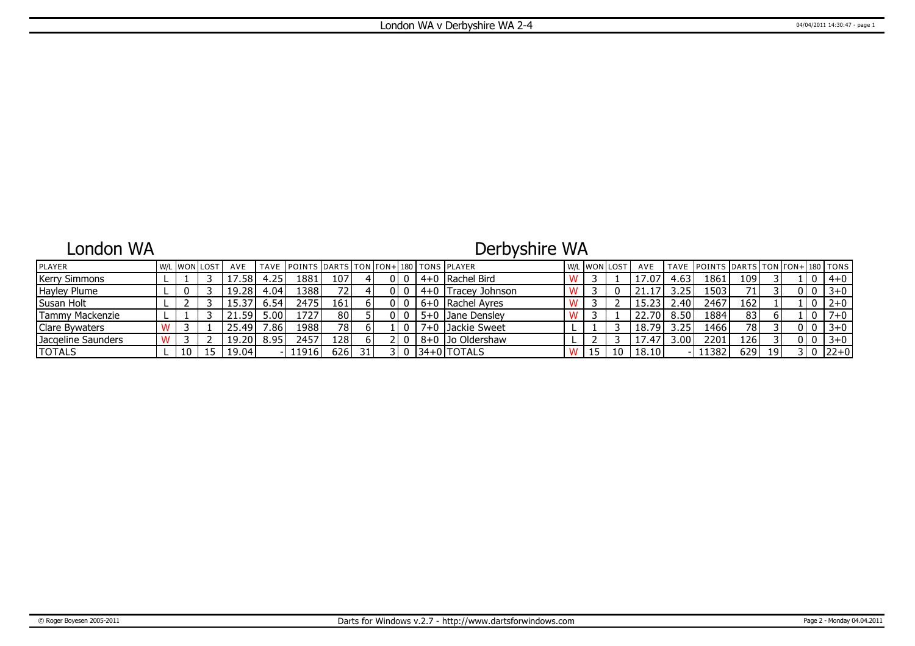# London WA v Derbyshire WA 2-4

## London WA

| PLAYER | W/L | WON | LOST | AVE | TAVE | POINTS | DARTS | TON | TON+ | 180 | TONS |
|---|---|---|---|---|---|---|---|---|---|---|---|
| Kerry Simmons | L | 1 | 3 | 17.58 | 4.25 | 1881 | 107 | 4 | 0 | 0 | 4+0 |
| Hayley Plume | L | 0 | 3 | 19.28 | 4.04 | 1388 | 72 | 4 | 0 | 0 | 4+0 |
| Susan Holt | L | 2 | 3 | 15.37 | 6.54 | 2475 | 161 | 6 | 0 | 0 | 6+0 |
| Tammy Mackenzie | L | 1 | 3 | 21.59 | 5.00 | 1727 | 80 | 5 | 0 | 0 | 5+0 |
| Clare Bywaters | W | 3 | 1 | 25.49 | 7.86 | 1988 | 78 | 6 | 1 | 0 | 7+0 |
| Jacqeline Saunders | W | 3 | 2 | 19.20 | 8.95 | 2457 | 128 | 6 | 2 | 0 | 8+0 |
| TOTALS | L | 10 | 15 | 19.04 | - | 11916 | 626 | 31 | 3 | 0 | 34+0 |

## Derbyshire WA

| PLAYER | W/L | WON | LOST | AVE | TAVE | POINTS | DARTS | TON | TON+ | 180 | TONS |
|---|---|---|---|---|---|---|---|---|---|---|---|
| Rachel Bird | W | 3 | 1 | 17.07 | 4.63 | 1861 | 109 | 3 | 1 | 0 | 4+0 |
| Tracey Johnson | W | 3 | 0 | 21.17 | 3.25 | 1503 | 71 | 3 | 0 | 0 | 3+0 |
| Rachel Ayres | W | 3 | 2 | 15.23 | 2.40 | 2467 | 162 | 1 | 1 | 0 | 2+0 |
| Jane Densley | W | 3 | 1 | 22.70 | 8.50 | 1884 | 83 | 6 | 1 | 0 | 7+0 |
| Jackie Sweet | L | 1 | 3 | 18.79 | 3.25 | 1466 | 78 | 3 | 0 | 0 | 3+0 |
| Jo Oldershaw | L | 2 | 3 | 17.47 | 3.00 | 2201 | 126 | 3 | 0 | 0 | 3+0 |
| TOTALS | W | 15 | 10 | 18.10 | - | 11382 | 629 | 19 | 3 | 0 | 22+0 |

Darts for Windows v.2.7 - http://www.dartsforwindows.com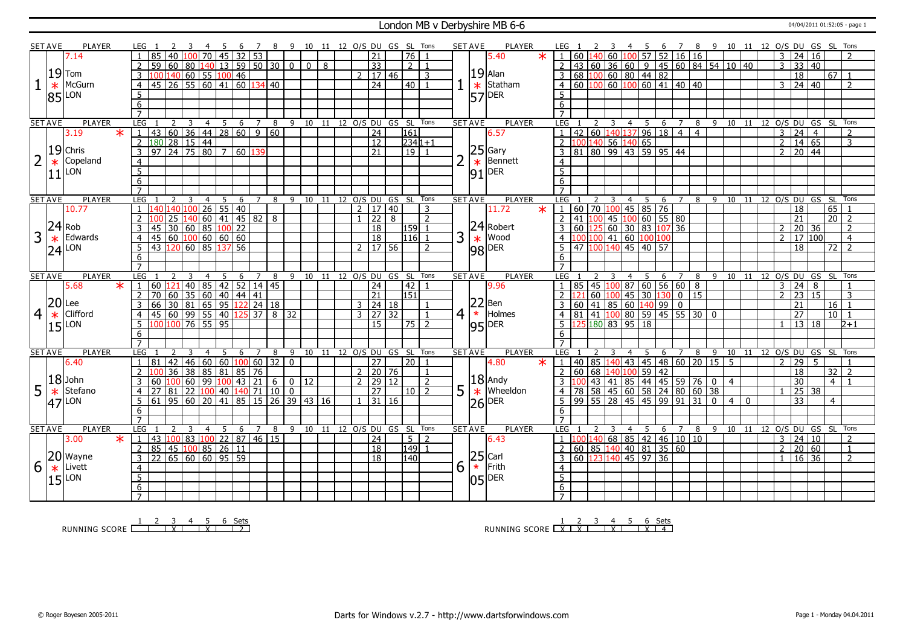# London MB v Derbyshire MB 6-6

04/04/2011 01:52:05 - page 1

## Set 1

| SET AVE | PLAYER | LEG | 1 | 2 | 3 | 4 | 5 | 6 | 7 | 8 | 9 | 10 | 11 | 12 | O/S | DU | GS | SL | Tons |
|---|---|---|---|---|---|---|---|---|---|---|---|---|---|---|---|---|---|---|---|
| 7.14 | Tom McGurn (LON) * | 1 | 85 | 40 | 100 | 70 | 45 | 32 | 53 | | | | | | | 21 | | 76 | 1 |
| 19.85 | | 2 | 59 | 60 | 80 | 140 | 13 | 59 | 50 | 30 | 0 | 0 | 8 | | | 33 | | 2 | 1 |
| | | 3 | 100 | 140 | 60 | 55 | 100 | 46 | | | | | | | 2 | 17 | 46 | | 3 |
| | | 4 | 45 | 26 | 55 | 60 | 41 | 60 | 134 | 40 | | | | | | 24 | | 40 | 1 |

| SET AVE | PLAYER | LEG | 1 | 2 | 3 | 4 | 5 | 6 | 7 | 8 | 9 | 10 | 11 | 12 | O/S | DU | GS | SL | Tons |
|---|---|---|---|---|---|---|---|---|---|---|---|---|---|---|---|---|---|---|---|
| 5.40 | Alan Statham (DER) * | 1 | 60 | 140 | 60 | 100 | 57 | 52 | 16 | 16 | | | | | 3 | 24 | 16 | | 2 |
| 19.57 | | 2 | 43 | 60 | 36 | 60 | 9 | 45 | 60 | 84 | 54 | 10 | 40 | | 3 | 33 | 40 | | |
| | | 3 | 68 | 100 | 60 | 80 | 44 | 82 | | | | | | | | 18 | | 67 | 1 |
| | | 4 | 60 | 100 | 60 | 100 | 60 | 41 | 40 | 40 | | | | | 3 | 24 | 40 | | 2 |

## Set 2

| SET AVE | PLAYER | LEG | 1 | 2 | 3 | 4 | 5 | 6 | 7 | 8 | 9 | 10 | 11 | 12 | O/S | DU | GS | SL | Tons |
|---|---|---|---|---|---|---|---|---|---|---|---|---|---|---|---|---|---|---|---|
| 3.19 * | Chris Copeland (LON) * | 1 | 43 | 60 | 36 | 44 | 28 | 60 | 9 | 60 | | | | | | 24 | | 161 | |
| 19.11 | | 2 | 180 | 28 | 15 | 44 | | | | | | | | | | 12 | | 234 | 1+1 |
| | | 3 | 97 | 24 | 75 | 80 | 7 | 60 | 139 | | | | | | | 21 | | 19 | 1 |

| SET AVE | PLAYER | LEG | 1 | 2 | 3 | 4 | 5 | 6 | 7 | 8 | 9 | 10 | 11 | 12 | O/S | DU | GS | SL | Tons |
|---|---|---|---|---|---|---|---|---|---|---|---|---|---|---|---|---|---|---|---|
| 6.57 | Gary Bennett (DER) * | 1 | 42 | 60 | 140 | 137 | 96 | 18 | 4 | 4 | | | | | 3 | 24 | 4 | | 2 |
| 25.91 | | 2 | 100 | 140 | 56 | 140 | 65 | | | | | | | | 2 | 14 | 65 | | 3 |
| | | 3 | 81 | 80 | 99 | 43 | 59 | 95 | 44 | | | | | | 2 | 20 | 44 | | |

## Set 3

| SET AVE | PLAYER | LEG | 1 | 2 | 3 | 4 | 5 | 6 | 7 | 8 | 9 | 10 | 11 | 12 | O/S | DU | GS | SL | Tons |
|---|---|---|---|---|---|---|---|---|---|---|---|---|---|---|---|---|---|---|---|
| 10.77 | Rob Edwards (LON) * | 1 | 140 | 140 | 100 | 26 | 55 | 40 | | | | | | | 2 | 17 | 40 | | 3 |
| 24.24 | | 2 | 100 | 25 | 140 | 60 | 41 | 45 | 82 | 8 | | | | | 1 | 22 | 8 | | 2 |
| | | 3 | 45 | 30 | 60 | 85 | 100 | 22 | | | | | | | | 18 | | 159 | 1 |
| | | 4 | 45 | 60 | 100 | 60 | 60 | 60 | | | | | | | | 18 | | 116 | 1 |
| | | 5 | 43 | 120 | 60 | 85 | 137 | 56 | | | | | | | 2 | 17 | 56 | | 2 |

| SET AVE | PLAYER | LEG | 1 | 2 | 3 | 4 | 5 | 6 | 7 | 8 | 9 | 10 | 11 | 12 | O/S | DU | GS | SL | Tons |
|---|---|---|---|---|---|---|---|---|---|---|---|---|---|---|---|---|---|---|---|
| 11.72 * | Robert Wood (DER) * | 1 | 60 | 70 | 100 | 45 | 85 | 76 | | | | | | | | 18 | | 65 | 1 |
| 24.98 | | 2 | 41 | 100 | 45 | 100 | 60 | 55 | 80 | | | | | | | 21 | | 20 | 2 |
| | | 3 | 60 | 125 | 60 | 30 | 83 | 107 | 36 | | | | | | 2 | 20 | 36 | | 2 |
| | | 4 | 100 | 100 | 41 | 60 | 100 | 100 | | | | | | | 2 | 17 | 100 | | 4 |
| | | 5 | 47 | 100 | 140 | 45 | 40 | 57 | | | | | | | | 18 | | 72 | 2 |

## Set 4

| SET AVE | PLAYER | LEG | 1 | 2 | 3 | 4 | 5 | 6 | 7 | 8 | 9 | 10 | 11 | 12 | O/S | DU | GS | SL | Tons |
|---|---|---|---|---|---|---|---|---|---|---|---|---|---|---|---|---|---|---|---|
| 5.68 * | Lee Clifford (LON) * | 1 | 60 | 121 | 40 | 85 | 42 | 52 | 14 | 45 | | | | | | 24 | | 42 | 1 |
| 20.15 | | 2 | 70 | 60 | 35 | 60 | 40 | 44 | 41 | | | | | | | 21 | | 151 | |
| | | 3 | 66 | 30 | 81 | 65 | 95 | 122 | 24 | 18 | | | | | 3 | 24 | 18 | | 1 |
| | | 4 | 45 | 60 | 99 | 55 | 40 | 125 | 37 | 8 | 32 | | | | 3 | 27 | 32 | | 1 |
| | | 5 | 100 | 100 | 76 | 55 | 95 | | | | | | | | | 15 | | 75 | 2 |

| SET AVE | PLAYER | LEG | 1 | 2 | 3 | 4 | 5 | 6 | 7 | 8 | 9 | 10 | 11 | 12 | O/S | DU | GS | SL | Tons |
|---|---|---|---|---|---|---|---|---|---|---|---|---|---|---|---|---|---|---|---|
| 9.96 | Ben Holmes (DER) * | 1 | 85 | 45 | 100 | 87 | 60 | 56 | 60 | 8 | | | | | 3 | 24 | 8 | | 1 |
| 22.95 | | 2 | 121 | 60 | 100 | 45 | 30 | 130 | 0 | 15 | | | | | 2 | 23 | 15 | | 3 |
| | | 3 | 60 | 41 | 85 | 60 | 140 | 99 | 0 | | | | | | | 21 | | 16 | 1 |
| | | 4 | 81 | 41 | 100 | 80 | 59 | 45 | 55 | 30 | 0 | | | | | 27 | | 10 | 1 |
| | | 5 | 125 | 180 | 83 | 95 | 18 | | | | | | | | 1 | 13 | 18 | | 2+1 |

## Set 5

| SET AVE | PLAYER | LEG | 1 | 2 | 3 | 4 | 5 | 6 | 7 | 8 | 9 | 10 | 11 | 12 | O/S | DU | GS | SL | Tons |
|---|---|---|---|---|---|---|---|---|---|---|---|---|---|---|---|---|---|---|---|
| 6.40 | John Stefano (LON) * | 1 | 81 | 42 | 46 | 60 | 60 | 100 | 60 | 32 | 0 | | | | | 27 | | 20 | 1 |
| 18.47 | | 2 | 100 | 36 | 38 | 85 | 81 | 85 | 76 | | | | | | 2 | 20 | 76 | | 1 |
| | | 3 | 60 | 100 | 60 | 99 | 100 | 43 | 21 | 6 | 0 | 12 | | | 2 | 29 | 12 | | 2 |
| | | 4 | 27 | 81 | 22 | 100 | 40 | 140 | 71 | 10 | 0 | | | | | 27 | | 10 | 2 |
| | | 5 | 61 | 95 | 60 | 20 | 41 | 85 | 15 | 26 | 39 | 43 | 16 | | 1 | 31 | 16 | | |

| SET AVE | PLAYER | LEG | 1 | 2 | 3 | 4 | 5 | 6 | 7 | 8 | 9 | 10 | 11 | 12 | O/S | DU | GS | SL | Tons |
|---|---|---|---|---|---|---|---|---|---|---|---|---|---|---|---|---|---|---|---|
| 4.80 * | Andy Wheeldon (DER) * | 1 | 40 | 85 | 140 | 43 | 45 | 48 | 60 | 20 | 15 | 5 | | | 2 | 29 | 5 | | 1 |
| 18.26 | | 2 | 60 | 68 | 140 | 100 | 59 | 42 | | | | | | | | 18 | | 32 | 2 |
| | | 3 | 100 | 43 | 41 | 85 | 44 | 45 | 59 | 76 | 0 | 4 | | | | 30 | | 4 | 1 |
| | | 4 | 78 | 58 | 45 | 60 | 58 | 24 | 80 | 60 | 38 | | | | 1 | 25 | 38 | | |
| | | 5 | 99 | 55 | 28 | 45 | 45 | 99 | 91 | 31 | 0 | 4 | 0 | | | 33 | | 4 | |

## Set 6

| SET AVE | PLAYER | LEG | 1 | 2 | 3 | 4 | 5 | 6 | 7 | 8 | 9 | 10 | 11 | 12 | O/S | DU | GS | SL | Tons |
|---|---|---|---|---|---|---|---|---|---|---|---|---|---|---|---|---|---|---|---|
| 3.00 * | Wayne Livett (LON) * | 1 | 43 | 100 | 83 | 100 | 22 | 87 | 46 | 15 | | | | | | 24 | | 5 | 2 |
| 20.15 | | 2 | 85 | 45 | 100 | 85 | 26 | 11 | | | | | | | | 18 | | 149 | 1 |
| | | 3 | 22 | 65 | 60 | 60 | 95 | 59 | | | | | | | | 18 | | 140 | |

| SET AVE | PLAYER | LEG | 1 | 2 | 3 | 4 | 5 | 6 | 7 | 8 | 9 | 10 | 11 | 12 | O/S | DU | GS | SL | Tons |
|---|---|---|---|---|---|---|---|---|---|---|---|---|---|---|---|---|---|---|---|
| 6.43 | Carl Frith (DER) * | 1 | 100 | 140 | 68 | 85 | 42 | 46 | 10 | 10 | | | | | 3 | 24 | 10 | | 2 |
| 25.05 | | 2 | 60 | 85 | 140 | 40 | 81 | 35 | 60 | | | | | | 2 | 20 | 60 | | 1 |
| | | 3 | 60 | 123 | 140 | 45 | 97 | 36 | | | | | | | 1 | 16 | 36 | | 2 |

## Running Score

| | 1 | 2 | 3 | 4 | 5 | 6 | Sets |
|---|---|---|---|---|---|---|---|
| London MB | | | X | | X | | 2 |
| Derbyshire MB | X | X | | X | | X | 4 |

© Roger Boyesen 2005-2011 — Darts for Windows v.2.7 - http://www.dartsforwindows.com — Page 1 - Monday 04.04.2011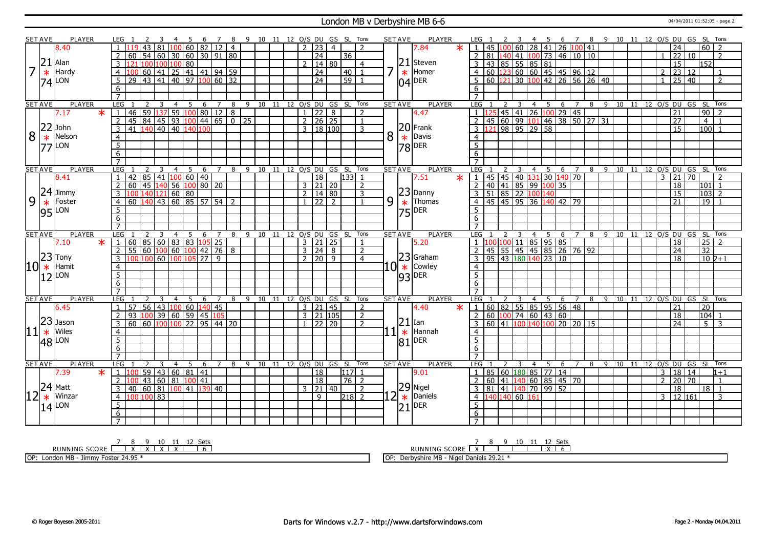# London MB v Derbyshire MB 6-6

## Set 7

| SET AVE | PLAYER | LEG | 1 | 2 | 3 | 4 | 5 | 6 | 7 | 8 | 9 | 10 | 11 | 12 | O/S | DU | GS | SL | Tons |
|---|---|---|---|---|---|---|---|---|---|---|---|---|---|---|---|---|---|---|---|
| 7 | 8.40 / 21.74 Alan Hardy * LON | 1 | 119 | 43 | 81 | 100 | 60 | 82 | 12 | 4 | | | | | 2 | 23 | 4 | | 2 |
| | | 2 | 60 | 54 | 60 | 30 | 60 | 30 | 91 | 80 | | | | | | 24 | | 36 | |
| | | 3 | 121 | 100 | 100 | 100 | 80 | | | | | | | | 2 | 14 | 80 | | 4 |
| | | 4 | 100 | 60 | 41 | 25 | 41 | 41 | 94 | 59 | | | | | | 24 | | 40 | 1 |
| | | 5 | 29 | 43 | 41 | 40 | 97 | 100 | 60 | 32 | | | | | | 24 | | 59 | 1 |

| SET AVE | PLAYER | LEG | 1 | 2 | 3 | 4 | 5 | 6 | 7 | 8 | 9 | 10 | 11 | 12 | O/S | DU | GS | SL | Tons |
|---|---|---|---|---|---|---|---|---|---|---|---|---|---|---|---|---|---|---|---|
| 7 | 7.84 * / 21.04 Steven Homer * DER | 1 | 45 | 100 | 60 | 28 | 41 | 26 | 100 | 41 | | | | | | 24 | | 60 | 2 |
| | | 2 | 81 | 140 | 41 | 100 | 73 | 46 | 10 | 10 | | | | | 1 | 22 | 10 | | 2 |
| | | 3 | 43 | 85 | 55 | 85 | 81 | | | | | | | | | 15 | | 152 | |
| | | 4 | 60 | 123 | 60 | 60 | 45 | 45 | 96 | 12 | | | | | 2 | 23 | 12 | | 1 |
| | | 5 | 60 | 121 | 30 | 100 | 42 | 26 | 56 | 26 | 40 | | | | 1 | 25 | 40 | | 2 |

## Set 8

| SET AVE | PLAYER | LEG | 1 | 2 | 3 | 4 | 5 | 6 | 7 | 8 | 9 | 10 | 11 | 12 | O/S | DU | GS | SL | Tons |
|---|---|---|---|---|---|---|---|---|---|---|---|---|---|---|---|---|---|---|---|
| 8 | 7.17 * / 22.77 John Nelson * LON | 1 | 46 | 59 | 137 | 59 | 100 | 80 | 12 | 8 | | | | | 1 | 22 | 8 | | 2 |
| | | 2 | 45 | 84 | 45 | 93 | 100 | 44 | 65 | 0 | 25 | | | | 2 | 26 | 25 | | 1 |
| | | 3 | 41 | 140 | 40 | 40 | 140 | 100 | | | | | | | 3 | 18 | 100 | | 3 |

| SET AVE | PLAYER | LEG | 1 | 2 | 3 | 4 | 5 | 6 | 7 | 8 | 9 | 10 | 11 | 12 | O/S | DU | GS | SL | Tons |
|---|---|---|---|---|---|---|---|---|---|---|---|---|---|---|---|---|---|---|---|
| 8 | 4.47 / 20.78 Frank Davis * DER | 1 | 125 | 45 | 41 | 26 | 100 | 29 | 45 | | | | | | | 21 | | 90 | 2 |
| | | 2 | 45 | 60 | 99 | 101 | 46 | 38 | 50 | 27 | 31 | | | | | 27 | | 4 | 1 |
| | | 3 | 121 | 98 | 95 | 29 | 58 | | | | | | | | | 15 | | 100 | 1 |

## Set 9

| SET AVE | PLAYER | LEG | 1 | 2 | 3 | 4 | 5 | 6 | 7 | 8 | 9 | 10 | 11 | 12 | O/S | DU | GS | SL | Tons |
|---|---|---|---|---|---|---|---|---|---|---|---|---|---|---|---|---|---|---|---|
| 9 | 8.41 / 24.95 Jimmy Foster * LON | 1 | 42 | 85 | 41 | 100 | 60 | 40 | | | | | | | | 18 | | 133 | 1 |
| | | 2 | 60 | 45 | 140 | 56 | 100 | 80 | 20 | | | | | | 3 | 21 | 20 | | 2 |
| | | 3 | 100 | 140 | 121 | 60 | 80 | | | | | | | | 2 | 14 | 80 | | 3 |
| | | 4 | 60 | 140 | 43 | 60 | 85 | 57 | 54 | 2 | | | | | 1 | 22 | 2 | | 1 |

| SET AVE | PLAYER | LEG | 1 | 2 | 3 | 4 | 5 | 6 | 7 | 8 | 9 | 10 | 11 | 12 | O/S | DU | GS | SL | Tons |
|---|---|---|---|---|---|---|---|---|---|---|---|---|---|---|---|---|---|---|---|
| 9 | 7.51 * / 23.75 Danny Thomas * DER | 1 | 45 | 45 | 40 | 131 | 30 | 140 | 70 | | | | | | 3 | 21 | 70 | | 2 |
| | | 2 | 40 | 41 | 85 | 99 | 100 | 35 | | | | | | | | 18 | | 101 | 1 |
| | | 3 | 51 | 85 | 22 | 100 | 140 | | | | | | | | | 15 | | 103 | 2 |
| | | 4 | 45 | 45 | 95 | 36 | 140 | 42 | 79 | | | | | | | 21 | | 19 | 1 |

## Set 10

| SET AVE | PLAYER | LEG | 1 | 2 | 3 | 4 | 5 | 6 | 7 | 8 | 9 | 10 | 11 | 12 | O/S | DU | GS | SL | Tons |
|---|---|---|---|---|---|---|---|---|---|---|---|---|---|---|---|---|---|---|---|
| 10 | 7.10 * / 23.12 Tony Hamit * LON | 1 | 60 | 85 | 60 | 83 | 83 | 105 | 25 | | | | | | 3 | 21 | 25 | | 1 |
| | | 2 | 55 | 60 | 100 | 60 | 100 | 42 | 76 | 8 | | | | | 3 | 24 | 8 | | 2 |
| | | 3 | 100 | 100 | 60 | 100 | 105 | 27 | 9 | | | | | | 2 | 20 | 9 | | 4 |

| SET AVE | PLAYER | LEG | 1 | 2 | 3 | 4 | 5 | 6 | 7 | 8 | 9 | 10 | 11 | 12 | O/S | DU | GS | SL | Tons |
|---|---|---|---|---|---|---|---|---|---|---|---|---|---|---|---|---|---|---|---|
| 10 | 5.20 / 23.93 Graham Cowley * DER | 1 | 100 | 100 | 11 | 85 | 95 | 85 | | | | | | | | 18 | | 25 | 2 |
| | | 2 | 45 | 55 | 45 | 45 | 85 | 26 | 76 | 92 | | | | | | 24 | | 32 | |
| | | 3 | 95 | 43 | 180 | 140 | 23 | 10 | | | | | | | | 18 | | 10 | 2+1 |

## Set 11

| SET AVE | PLAYER | LEG | 1 | 2 | 3 | 4 | 5 | 6 | 7 | 8 | 9 | 10 | 11 | 12 | O/S | DU | GS | SL | Tons |
|---|---|---|---|---|---|---|---|---|---|---|---|---|---|---|---|---|---|---|---|
| 11 | 6.45 / 23.48 Jason Wiles * LON | 1 | 57 | 56 | 43 | 100 | 60 | 140 | 45 | | | | | | 3 | 21 | 45 | | 2 |
| | | 2 | 93 | 100 | 39 | 60 | 59 | 45 | 105 | | | | | | 3 | 21 | 105 | | 2 |
| | | 3 | 60 | 60 | 100 | 100 | 22 | 95 | 44 | 20 | | | | | 1 | 22 | 20 | | 2 |

| SET AVE | PLAYER | LEG | 1 | 2 | 3 | 4 | 5 | 6 | 7 | 8 | 9 | 10 | 11 | 12 | O/S | DU | GS | SL | Tons |
|---|---|---|---|---|---|---|---|---|---|---|---|---|---|---|---|---|---|---|---|
| 11 | 4.40 * / 21.81 Ian Hannah * DER | 1 | 60 | 82 | 55 | 85 | 95 | 56 | 48 | | | | | | | 21 | | 20 | |
| | | 2 | 60 | 100 | 74 | 60 | 43 | 60 | | | | | | | | 18 | | 104 | 1 |
| | | 3 | 60 | 41 | 100 | 140 | 100 | 20 | 20 | 15 | | | | | | 24 | | 5 | 3 |

## Set 12

| SET AVE | PLAYER | LEG | 1 | 2 | 3 | 4 | 5 | 6 | 7 | 8 | 9 | 10 | 11 | 12 | O/S | DU | GS | SL | Tons |
|---|---|---|---|---|---|---|---|---|---|---|---|---|---|---|---|---|---|---|---|
| 12 | 7.39 * / 24.14 Matt Winzar * LON | 1 | 100 | 59 | 43 | 60 | 81 | 41 | | | | | | | | 18 | | 117 | 1 |
| | | 2 | 100 | 43 | 60 | 81 | 100 | 41 | | | | | | | | 18 | | 76 | 2 |
| | | 3 | 40 | 60 | 81 | 100 | 41 | 139 | 40 | | | | | | 3 | 21 | 40 | | 2 |
| | | 4 | 100 | 100 | 83 | | | | | | | | | | | 9 | | 218 | 2 |

| SET AVE | PLAYER | LEG | 1 | 2 | 3 | 4 | 5 | 6 | 7 | 8 | 9 | 10 | 11 | 12 | O/S | DU | GS | SL | Tons |
|---|---|---|---|---|---|---|---|---|---|---|---|---|---|---|---|---|---|---|---|
| 12 | 9.01 / 29.21 Nigel Daniels * DER | 1 | 85 | 60 | 180 | 85 | 77 | 14 | | | | | | | 3 | 18 | 14 | | 1+1 |
| | | 2 | 60 | 41 | 140 | 60 | 85 | 45 | 70 | | | | | | 2 | 20 | 70 | | 1 |
| | | 3 | 81 | 41 | 140 | 70 | 99 | 52 | | | | | | | | 18 | | 18 | 1 |
| | | 4 | 140 | 140 | 60 | 161 | | | | | | | | | 3 | 12 | 161 | | 3 |

| RUNNING SCORE | 7 | 8 | 9 | 10 | 11 | 12 | Sets |
|---|---|---|---|---|---|---|---|
| London MB | | X | X | X | X | | 6 |
| Derbyshire MB | X | | | | | X | 6 |

OP: London MB - Jimmy Foster 24.95 *

OP: Derbyshire MB - Nigel Daniels 29.21 *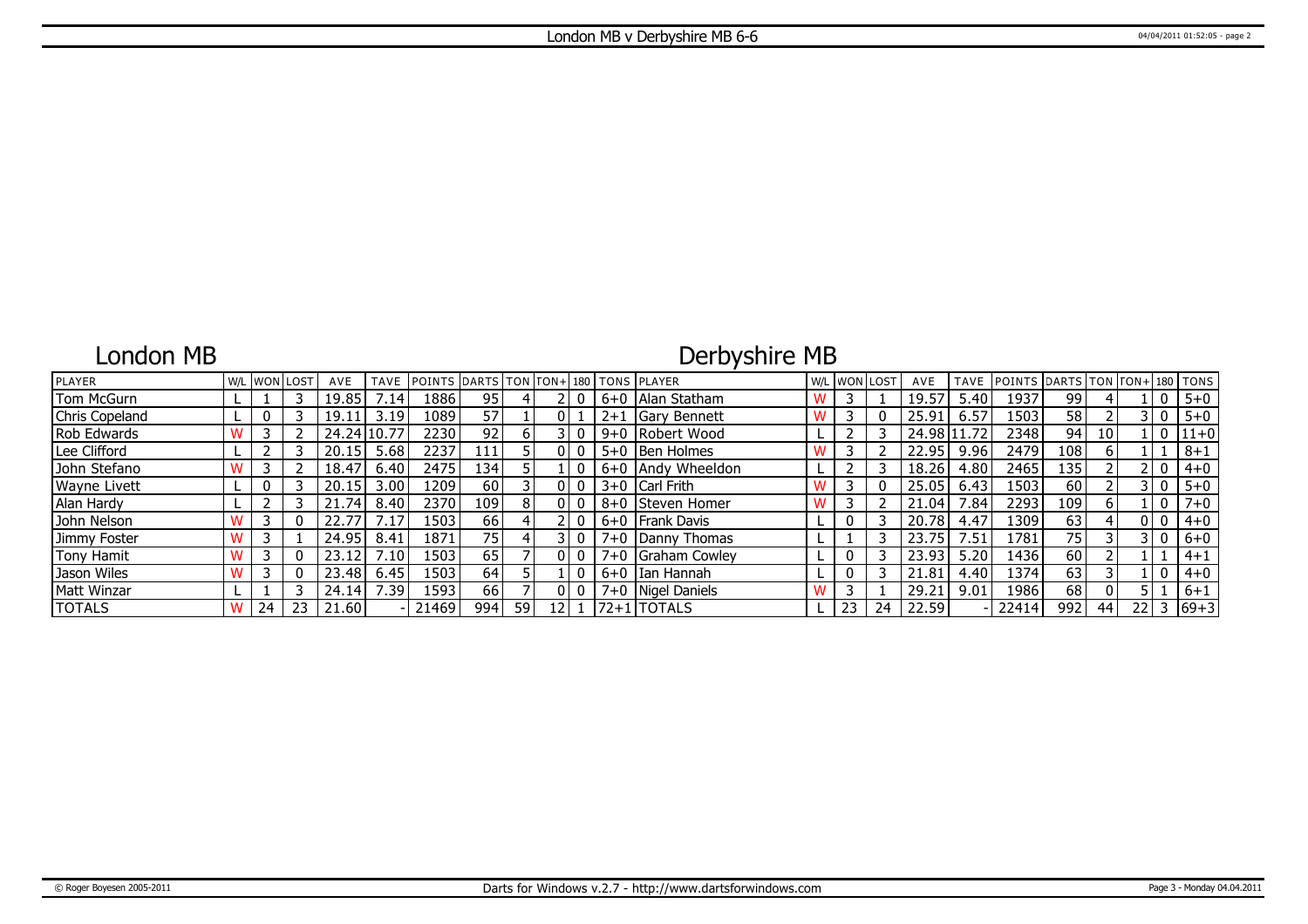# London MB v Derbyshire MB 6-6

| London MB | | | | | | | | | | | | Derbyshire MB | | | | | | | | | | | |
|---|---|---|---|---|---|---|---|---|---|---|---|---|---|---|---|---|---|---|---|---|---|---|---|
| PLAYER | W/L | WON | LOST | AVE | TAVE | POINTS | DARTS | TON | TON+ | 180 | TONS | PLAYER | W/L | WON | LOST | AVE | TAVE | POINTS | DARTS | TON | TON+ | 180 | TONS |
| Tom McGurn | L | 1 | 3 | 19.85 | 7.14 | 1886 | 95 | 4 | 2 | 0 | 6+0 | Alan Statham | W | 3 | 1 | 19.57 | 5.40 | 1937 | 99 | 4 | 1 | 0 | 5+0 |
| Chris Copeland | L | 0 | 3 | 19.11 | 3.19 | 1089 | 57 | 1 | 0 | 1 | 2+1 | Gary Bennett | W | 3 | 0 | 25.91 | 6.57 | 1503 | 58 | 2 | 3 | 0 | 5+0 |
| Rob Edwards | W | 3 | 2 | 24.24 | 10.77 | 2230 | 92 | 6 | 3 | 0 | 9+0 | Robert Wood | L | 2 | 3 | 24.98 | 11.72 | 2348 | 94 | 10 | 1 | 0 | 11+0 |
| Lee Clifford | L | 2 | 3 | 20.15 | 5.68 | 2237 | 111 | 5 | 0 | 0 | 5+0 | Ben Holmes | W | 3 | 2 | 22.95 | 9.96 | 2479 | 108 | 6 | 1 | 1 | 8+1 |
| John Stefano | W | 3 | 2 | 18.47 | 6.40 | 2475 | 134 | 5 | 1 | 0 | 6+0 | Andy Wheeldon | L | 2 | 3 | 18.26 | 4.80 | 2465 | 135 | 2 | 2 | 0 | 4+0 |
| Wayne Livett | L | 0 | 3 | 20.15 | 3.00 | 1209 | 60 | 3 | 0 | 0 | 3+0 | Carl Frith | W | 3 | 0 | 25.05 | 6.43 | 1503 | 60 | 2 | 3 | 0 | 5+0 |
| Alan Hardy | L | 2 | 3 | 21.74 | 8.40 | 2370 | 109 | 8 | 0 | 0 | 8+0 | Steven Homer | W | 3 | 2 | 21.04 | 7.84 | 2293 | 109 | 6 | 1 | 0 | 7+0 |
| John Nelson | W | 3 | 0 | 22.77 | 7.17 | 1503 | 66 | 4 | 2 | 0 | 6+0 | Frank Davis | L | 0 | 3 | 20.78 | 4.47 | 1309 | 63 | 4 | 0 | 0 | 4+0 |
| Jimmy Foster | W | 3 | 1 | 24.95 | 8.41 | 1871 | 75 | 4 | 3 | 0 | 7+0 | Danny Thomas | L | 1 | 3 | 23.75 | 7.51 | 1781 | 75 | 3 | 3 | 0 | 6+0 |
| Tony Hamit | W | 3 | 0 | 23.12 | 7.10 | 1503 | 65 | 7 | 0 | 0 | 7+0 | Graham Cowley | L | 0 | 3 | 23.93 | 5.20 | 1436 | 60 | 2 | 1 | 1 | 4+1 |
| Jason Wiles | W | 3 | 0 | 23.48 | 6.45 | 1503 | 64 | 5 | 1 | 0 | 6+0 | Ian Hannah | L | 0 | 3 | 21.81 | 4.40 | 1374 | 63 | 3 | 1 | 0 | 4+0 |
| Matt Winzar | L | 1 | 3 | 24.14 | 7.39 | 1593 | 66 | 7 | 0 | 0 | 7+0 | Nigel Daniels | W | 3 | 1 | 29.21 | 9.01 | 1986 | 68 | 0 | 5 | 1 | 6+1 |
| TOTALS | W | 24 | 23 | 21.60 | - | 21469 | 994 | 59 | 12 | 1 | 72+1 | TOTALS | L | 23 | 24 | 22.59 | - | 22414 | 992 | 44 | 22 | 3 | 69+3 |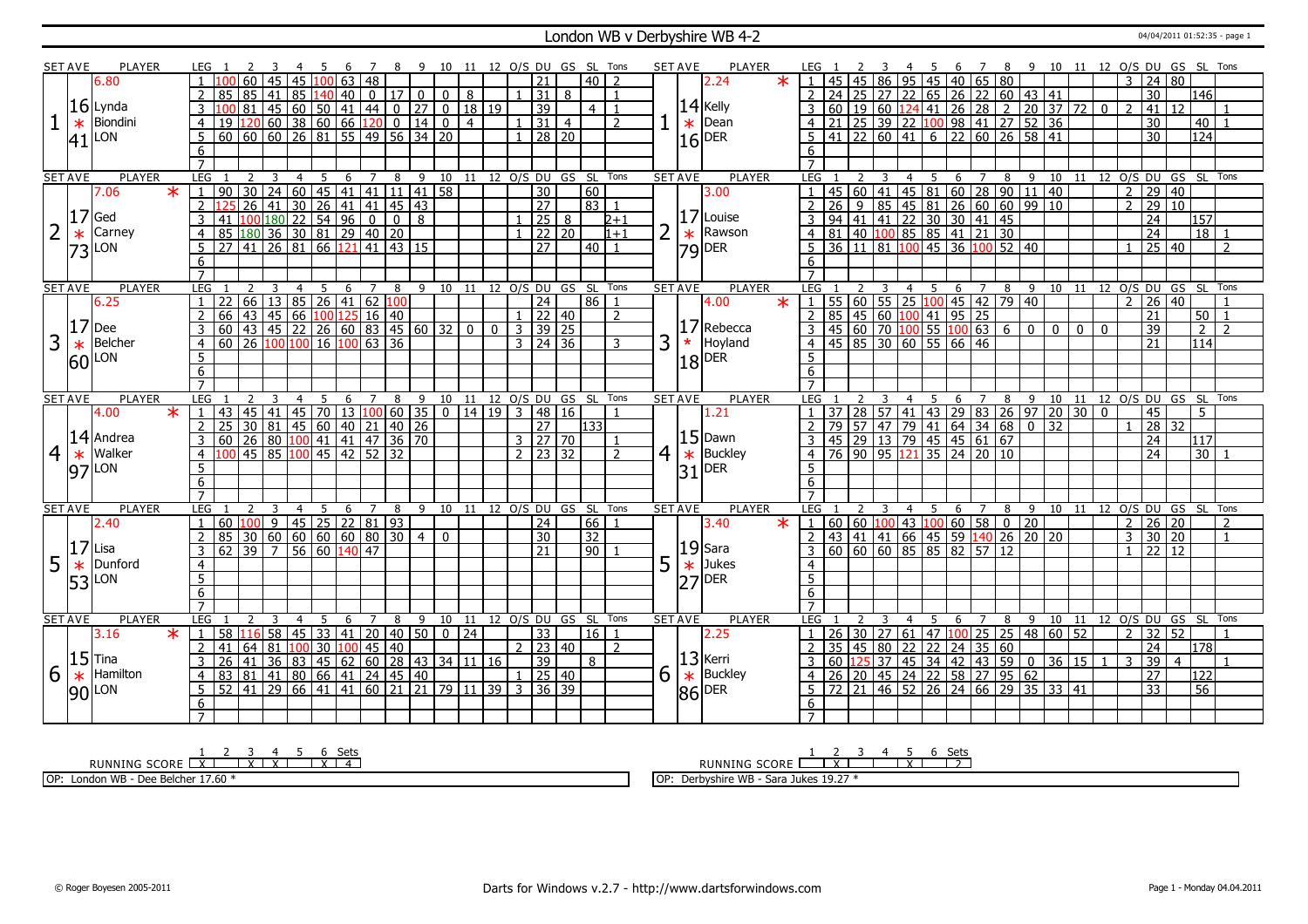# London WB v Derbyshire WB 4-2

04/04/2011 01:52:35 - page 1

## Set 1

| SET AVE | PLAYER | LEG | 1 | 2 | 3 | 4 | 5 | 6 | 7 | 8 | 9 | 10 | 11 | 12 | O/S | DU | GS | SL | Tons |
|---|---|---|---|---|---|---|---|---|---|---|---|---|---|---|---|---|---|---|---|
| 6.80 | Lynda Biondini (LON) 16.41 * | 1 | 100 | 60 | 45 | 45 | 100 | 63 | 48 | | | | | | | 21 | | 40 | 2 |
| | | 2 | 85 | 85 | 41 | 85 | 140 | 40 | 0 | 17 | 0 | 0 | 8 | | 1 | 31 | 8 | | 1 |
| | | 3 | 100 | 81 | 45 | 60 | 50 | 41 | 44 | 0 | 27 | 0 | 18 | 19 | | 39 | | 4 | 1 |
| | | 4 | 19 | 120 | 60 | 38 | 60 | 66 | 120 | 0 | 14 | 0 | 4 | | 1 | 31 | 4 | | 2 |
| | | 5 | 60 | 60 | 60 | 26 | 81 | 55 | 49 | 56 | 34 | 20 | | | 1 | 28 | 20 | | |

| SET AVE | PLAYER | LEG | 1 | 2 | 3 | 4 | 5 | 6 | 7 | 8 | 9 | 10 | 11 | 12 | O/S | DU | GS | SL | Tons |
|---|---|---|---|---|---|---|---|---|---|---|---|---|---|---|---|---|---|---|---|
| 2.24 * | Kelly Dean (DER) 14.16 | 1 | 45 | 45 | 86 | 95 | 45 | 40 | 65 | 80 | | | | | 3 | 24 | 80 | | |
| | | 2 | 24 | 25 | 27 | 22 | 65 | 26 | 22 | 60 | 43 | 41 | | | | 30 | | 146 | |
| | | 3 | 60 | 19 | 60 | 124 | 41 | 26 | 28 | 2 | 20 | 37 | 72 | 0 | 2 | 41 | 12 | | 1 |
| | | 4 | 21 | 25 | 39 | 22 | 100 | 98 | 41 | 27 | 52 | 36 | | | | 30 | | 40 | 1 |
| | | 5 | 41 | 22 | 60 | 41 | 6 | 22 | 60 | 26 | 58 | 41 | | | | 30 | | 124 | |

## Set 2

| SET AVE | PLAYER | LEG | 1 | 2 | 3 | 4 | 5 | 6 | 7 | 8 | 9 | 10 | 11 | 12 | O/S | DU | GS | SL | Tons |
|---|---|---|---|---|---|---|---|---|---|---|---|---|---|---|---|---|---|---|---|
| 7.06 * | Ged Carney (LON) 17.73 * | 1 | 90 | 30 | 24 | 60 | 45 | 41 | 41 | 11 | 41 | 58 | | | | 30 | | 60 | |
| | | 2 | 125 | 26 | 41 | 30 | 26 | 41 | 41 | 45 | 43 | | | | | 27 | | 83 | 1 |
| | | 3 | 41 | 100 | 180 | 22 | 54 | 96 | 0 | 0 | 8 | | | | 1 | 25 | 8 | | 2+1 |
| | | 4 | 85 | 180 | 36 | 30 | 81 | 29 | 40 | 20 | | | | | 1 | 22 | 20 | | 1+1 |
| | | 5 | 27 | 41 | 26 | 81 | 66 | 121 | 41 | 43 | 15 | | | | | 27 | | 40 | 1 |

| SET AVE | PLAYER | LEG | 1 | 2 | 3 | 4 | 5 | 6 | 7 | 8 | 9 | 10 | 11 | 12 | O/S | DU | GS | SL | Tons |
|---|---|---|---|---|---|---|---|---|---|---|---|---|---|---|---|---|---|---|---|
| 3.00 | Louise Rawson (DER) 17.79 * | 1 | 45 | 60 | 41 | 45 | 81 | 60 | 28 | 90 | 11 | 40 | | | 2 | 29 | 40 | | |
| | | 2 | 26 | 9 | 85 | 45 | 81 | 26 | 60 | 60 | 99 | 10 | | | 2 | 29 | 10 | | |
| | | 3 | 94 | 41 | 41 | 22 | 30 | 30 | 41 | 45 | | | | | | 24 | | 157 | |
| | | 4 | 81 | 40 | 100 | 85 | 85 | 41 | 21 | 30 | | | | | | 24 | | 18 | 1 |
| | | 5 | 36 | 11 | 81 | 100 | 45 | 36 | 100 | 52 | 40 | | | | 1 | 25 | 40 | | 2 |

## Set 3

| SET AVE | PLAYER | LEG | 1 | 2 | 3 | 4 | 5 | 6 | 7 | 8 | 9 | 10 | 11 | 12 | O/S | DU | GS | SL | Tons |
|---|---|---|---|---|---|---|---|---|---|---|---|---|---|---|---|---|---|---|---|
| 6.25 | Dee Belcher (LON) 17.60 * | 1 | 22 | 66 | 13 | 85 | 26 | 41 | 62 | 100 | | | | | | 24 | | 86 | 1 |
| | | 2 | 66 | 43 | 45 | 66 | 100 | 125 | 16 | 40 | | | | | 1 | 22 | 40 | | 2 |
| | | 3 | 60 | 43 | 45 | 22 | 26 | 60 | 83 | 45 | 60 | 32 | 0 | 0 | 3 | 39 | 25 | | |
| | | 4 | 60 | 26 | 100 | 100 | 16 | 100 | 63 | 36 | | | | | 3 | 24 | 36 | | 3 |

| SET AVE | PLAYER | LEG | 1 | 2 | 3 | 4 | 5 | 6 | 7 | 8 | 9 | 10 | 11 | 12 | O/S | DU | GS | SL | Tons |
|---|---|---|---|---|---|---|---|---|---|---|---|---|---|---|---|---|---|---|---|
| 4.00 * | Rebecca Hoyland (DER) 17.18 * | 1 | 55 | 60 | 55 | 25 | 100 | 45 | 42 | 79 | 40 | | | | 2 | 26 | 40 | | 1 |
| | | 2 | 85 | 45 | 60 | 100 | 41 | 95 | 25 | | | | | | | 21 | | 50 | 1 |
| | | 3 | 45 | 60 | 70 | 100 | 55 | 100 | 63 | 6 | 0 | 0 | 0 | 0 | | 39 | | 2 | 2 |
| | | 4 | 45 | 85 | 30 | 60 | 55 | 66 | 46 | | | | | | | 21 | | 114 | |

## Set 4

| SET AVE | PLAYER | LEG | 1 | 2 | 3 | 4 | 5 | 6 | 7 | 8 | 9 | 10 | 11 | 12 | O/S | DU | GS | SL | Tons |
|---|---|---|---|---|---|---|---|---|---|---|---|---|---|---|---|---|---|---|---|
| 4.00 * | Andrea Walker (LON) 14.97 * | 1 | 43 | 45 | 41 | 45 | 70 | 13 | 100 | 60 | 35 | 0 | 14 | 19 | 3 | 48 | 16 | | 1 |
| | | 2 | 25 | 30 | 81 | 45 | 60 | 40 | 21 | 40 | 26 | | | | | 27 | | 133 | |
| | | 3 | 60 | 26 | 80 | 100 | 41 | 41 | 47 | 36 | 70 | | | | 3 | 27 | 70 | | 1 |
| | | 4 | 100 | 45 | 85 | 100 | 45 | 42 | 52 | 32 | | | | | 2 | 23 | 32 | | 2 |

| SET AVE | PLAYER | LEG | 1 | 2 | 3 | 4 | 5 | 6 | 7 | 8 | 9 | 10 | 11 | 12 | O/S | DU | GS | SL | Tons |
|---|---|---|---|---|---|---|---|---|---|---|---|---|---|---|---|---|---|---|---|
| 1.21 | Dawn Buckley (DER) 15.31 * | 1 | 37 | 28 | 57 | 41 | 43 | 29 | 83 | 26 | 97 | 20 | 30 | 0 | | 45 | | 5 | |
| | | 2 | 79 | 57 | 47 | 79 | 41 | 64 | 34 | 68 | 0 | 32 | | | 1 | 28 | 32 | | |
| | | 3 | 45 | 29 | 13 | 79 | 45 | 45 | 61 | 67 | | | | | | 24 | | 117 | |
| | | 4 | 76 | 90 | 95 | 121 | 35 | 24 | 20 | 10 | | | | | | 24 | | 30 | 1 |

## Set 5

| SET AVE | PLAYER | LEG | 1 | 2 | 3 | 4 | 5 | 6 | 7 | 8 | 9 | 10 | 11 | 12 | O/S | DU | GS | SL | Tons |
|---|---|---|---|---|---|---|---|---|---|---|---|---|---|---|---|---|---|---|---|
| 2.40 | Lisa Dunford (LON) 17.53 * | 1 | 60 | 100 | 9 | 45 | 25 | 22 | 81 | 93 | | | | | | 24 | | 66 | 1 |
| | | 2 | 85 | 30 | 60 | 60 | 60 | 60 | 80 | 30 | 4 | 0 | | | | 30 | | 32 | |
| | | 3 | 62 | 39 | 7 | 56 | 60 | 140 | 47 | | | | | | | 21 | | 90 | 1 |

| SET AVE | PLAYER | LEG | 1 | 2 | 3 | 4 | 5 | 6 | 7 | 8 | 9 | 10 | 11 | 12 | O/S | DU | GS | SL | Tons |
|---|---|---|---|---|---|---|---|---|---|---|---|---|---|---|---|---|---|---|---|
| 3.40 * | Sara Jukes (DER) 19.27 * | 1 | 60 | 60 | 100 | 43 | 100 | 60 | 58 | 0 | 20 | | | | 2 | 26 | 20 | | 2 |
| | | 2 | 43 | 41 | 41 | 66 | 45 | 59 | 140 | 26 | 20 | 20 | | | 3 | 30 | 20 | | 1 |
| | | 3 | 60 | 60 | 60 | 85 | 85 | 82 | 57 | 12 | | | | | 1 | 22 | 12 | | |

## Set 6

| SET AVE | PLAYER | LEG | 1 | 2 | 3 | 4 | 5 | 6 | 7 | 8 | 9 | 10 | 11 | 12 | O/S | DU | GS | SL | Tons |
|---|---|---|---|---|---|---|---|---|---|---|---|---|---|---|---|---|---|---|---|
| 3.16 * | Tina Hamilton (LON) 15.90 * | 1 | 58 | 116 | 58 | 45 | 33 | 41 | 20 | 40 | 50 | 0 | 24 | | | 33 | | 16 | 1 |
| | | 2 | 41 | 64 | 81 | 100 | 30 | 100 | 45 | 40 | | | | | 2 | 23 | 40 | | 2 |
| | | 3 | 26 | 41 | 36 | 83 | 45 | 62 | 60 | 28 | 43 | 34 | 11 | 16 | | 39 | | 8 | |
| | | 4 | 83 | 81 | 41 | 80 | 66 | 41 | 24 | 45 | 40 | | | | 1 | 25 | 40 | | |
| | | 5 | 52 | 41 | 29 | 66 | 41 | 41 | 60 | 21 | 21 | 79 | 11 | 39 | 3 | 36 | 39 | | |

| SET AVE | PLAYER | LEG | 1 | 2 | 3 | 4 | 5 | 6 | 7 | 8 | 9 | 10 | 11 | 12 | O/S | DU | GS | SL | Tons |
|---|---|---|---|---|---|---|---|---|---|---|---|---|---|---|---|---|---|---|---|
| 2.25 | Kerri Buckley (DER) 13.86 * | 1 | 26 | 30 | 27 | 61 | 47 | 100 | 25 | 25 | 48 | 60 | 52 | | 2 | 32 | 52 | | 1 |
| | | 2 | 35 | 45 | 80 | 22 | 22 | 24 | 35 | 60 | | | | | | 24 | | 178 | |
| | | 3 | 60 | 125 | 37 | 45 | 34 | 42 | 43 | 59 | 0 | 36 | 15 | 1 | 3 | 39 | 4 | | 1 |
| | | 4 | 26 | 20 | 45 | 24 | 22 | 58 | 27 | 95 | 62 | | | | | 27 | | 122 | |
| | | 5 | 72 | 21 | 46 | 52 | 26 | 24 | 66 | 29 | 35 | 33 | 41 | | | 33 | | 56 | |

| RUNNING SCORE (London WB) | 1 | 2 | 3 | 4 | 5 | 6 | Sets |
|---|---|---|---|---|---|---|---|
| | X | | X | X | | X | 4 |

OP: London WB - Dee Belcher 17.60 *

| RUNNING SCORE (Derbyshire WB) | 1 | 2 | 3 | 4 | 5 | 6 | Sets |
|---|---|---|---|---|---|---|---|
| | | X | | | X | | 2 |

OP: Derbyshire WB - Sara Jukes 19.27 *

© Roger Boyesen 2005-2011 — Darts for Windows v.2.7 - http://www.dartsforwindows.com — Page 1 - Monday 04.04.2011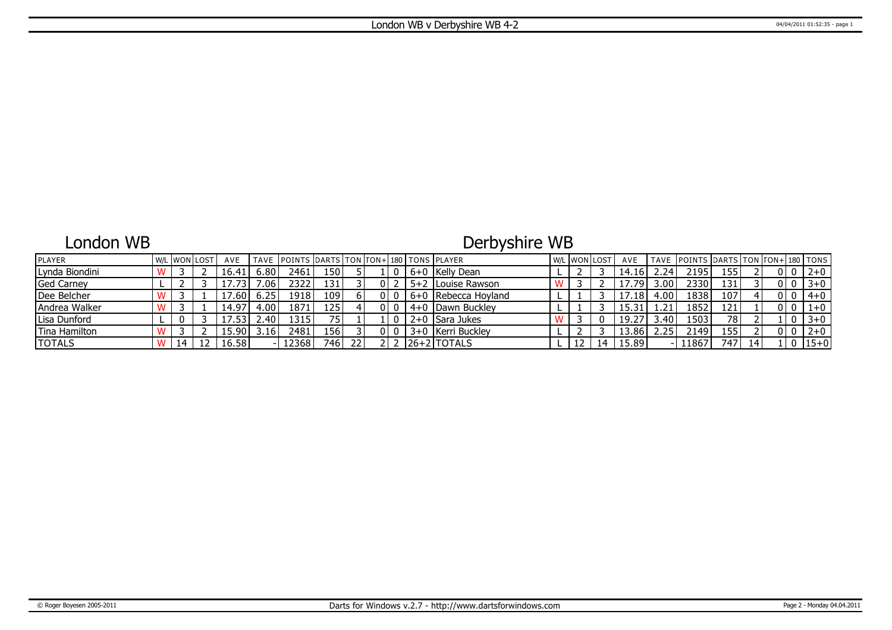# London WB v Derbyshire WB 4-2

## London WB

## Derbyshire WB

| PLAYER | W/L | WON | LOST | AVE | TAVE | POINTS | DARTS | TON | TON+ | 180 | TONS | PLAYER | W/L | WON | LOST | AVE | TAVE | POINTS | DARTS | TON | TON+ | 180 | TONS |
|---|---|---|---|---|---|---|---|---|---|---|---|---|---|---|---|---|---|---|---|---|---|---|---|
| Lynda Biondini | W | 3 | 2 | 16.41 | 6.80 | 2461 | 150 | 5 | 1 | 0 | 6+0 | Kelly Dean | L | 2 | 3 | 14.16 | 2.24 | 2195 | 155 | 2 | 0 | 0 | 2+0 |
| Ged Carney | L | 2 | 3 | 17.73 | 7.06 | 2322 | 131 | 3 | 0 | 2 | 5+2 | Louise Rawson | W | 3 | 2 | 17.79 | 3.00 | 2330 | 131 | 3 | 0 | 0 | 3+0 |
| Dee Belcher | W | 3 | 1 | 17.60 | 6.25 | 1918 | 109 | 6 | 0 | 0 | 6+0 | Rebecca Hoyland | L | 1 | 3 | 17.18 | 4.00 | 1838 | 107 | 4 | 0 | 0 | 4+0 |
| Andrea Walker | W | 3 | 1 | 14.97 | 4.00 | 1871 | 125 | 4 | 0 | 0 | 4+0 | Dawn Buckley | L | 1 | 3 | 15.31 | 1.21 | 1852 | 121 | 1 | 0 | 0 | 1+0 |
| Lisa Dunford | L | 0 | 3 | 17.53 | 2.40 | 1315 | 75 | 1 | 1 | 0 | 2+0 | Sara Jukes | W | 3 | 0 | 19.27 | 3.40 | 1503 | 78 | 2 | 1 | 0 | 3+0 |
| Tina Hamilton | W | 3 | 2 | 15.90 | 3.16 | 2481 | 156 | 3 | 0 | 0 | 3+0 | Kerri Buckley | L | 2 | 3 | 13.86 | 2.25 | 2149 | 155 | 2 | 0 | 0 | 2+0 |
| TOTALS | W | 14 | 12 | 16.58 | - | 12368 | 746 | 22 | 2 | 2 | 26+2 | TOTALS | L | 12 | 14 | 15.89 | - | 11867 | 747 | 14 | 1 | 0 | 15+0 |